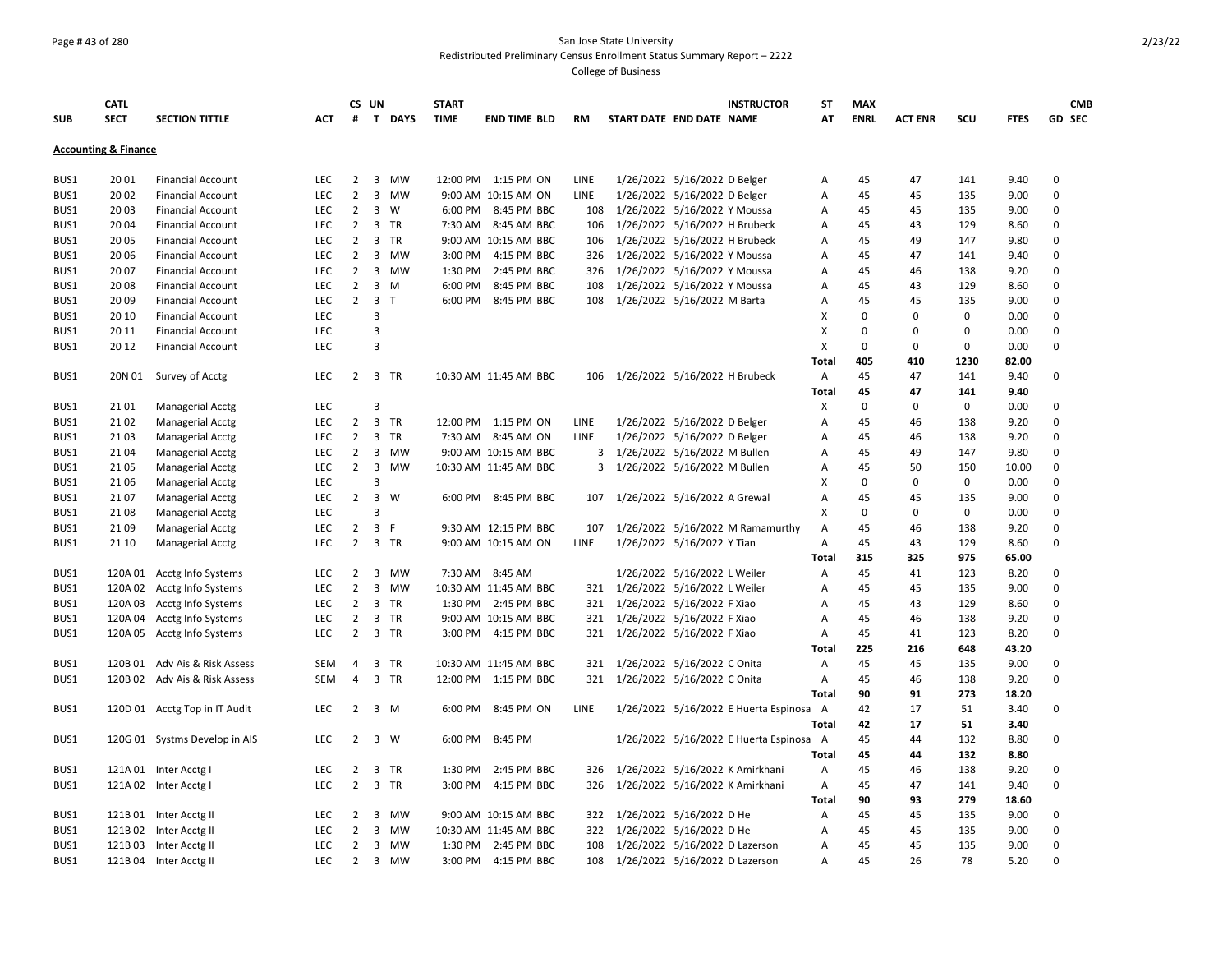San Jose State University

Redistributed Preliminary Census Enrollment Status Summary Report – 2222

College of Business

| SUB | CATL SECT | SECTION TITTLE | ACT | CS # | UN T | DAYS | START TIME | END TIME | BLD | RM | START DATE | END DATE | INSTRUCTOR NAME | ST AT | MAX ENRL | ACT ENR | SCU | FTES | GD | CMB SEC |
|---|---|---|---|---|---|---|---|---|---|---|---|---|---|---|---|---|---|---|---|---|
| **Accounting & Finance** | | | | | | | | | | | | | | | | | | | | |
| BUS1 | 20 01 | Financial Account | LEC | 2 | 3 | MW | 12:00 PM | 1:15 PM | ON | LINE | 1/26/2022 | 5/16/2022 | D Belger | A | 45 | 47 | 141 | 9.40 | 0 | |
| BUS1 | 20 02 | Financial Account | LEC | 2 | 3 | MW | 9:00 AM | 10:15 AM | ON | LINE | 1/26/2022 | 5/16/2022 | D Belger | A | 45 | 45 | 135 | 9.00 | 0 | |
| BUS1 | 20 03 | Financial Account | LEC | 2 | 3 | W | 6:00 PM | 8:45 PM | BBC | 108 | 1/26/2022 | 5/16/2022 | Y Moussa | A | 45 | 45 | 135 | 9.00 | 0 | |
| BUS1 | 20 04 | Financial Account | LEC | 2 | 3 | TR | 7:30 AM | 8:45 AM | BBC | 106 | 1/26/2022 | 5/16/2022 | H Brubeck | A | 45 | 43 | 129 | 8.60 | 0 | |
| BUS1 | 20 05 | Financial Account | LEC | 2 | 3 | TR | 9:00 AM | 10:15 AM | BBC | 106 | 1/26/2022 | 5/16/2022 | H Brubeck | A | 45 | 49 | 147 | 9.80 | 0 | |
| BUS1 | 20 06 | Financial Account | LEC | 2 | 3 | MW | 3:00 PM | 4:15 PM | BBC | 326 | 1/26/2022 | 5/16/2022 | Y Moussa | A | 45 | 47 | 141 | 9.40 | 0 | |
| BUS1 | 20 07 | Financial Account | LEC | 2 | 3 | MW | 1:30 PM | 2:45 PM | BBC | 326 | 1/26/2022 | 5/16/2022 | Y Moussa | A | 45 | 46 | 138 | 9.20 | 0 | |
| BUS1 | 20 08 | Financial Account | LEC | 2 | 3 | M | 6:00 PM | 8:45 PM | BBC | 108 | 1/26/2022 | 5/16/2022 | Y Moussa | A | 45 | 43 | 129 | 8.60 | 0 | |
| BUS1 | 20 09 | Financial Account | LEC | 2 | 3 | T | 6:00 PM | 8:45 PM | BBC | 108 | 1/26/2022 | 5/16/2022 | M Barta | A | 45 | 45 | 135 | 9.00 | 0 | |
| BUS1 | 20 10 | Financial Account | LEC | | 3 | | | | | | | | | X | 0 | 0 | 0 | 0.00 | 0 | |
| BUS1 | 20 11 | Financial Account | LEC | | 3 | | | | | | | | | X | 0 | 0 | 0 | 0.00 | 0 | |
| BUS1 | 20 12 | Financial Account | LEC | | 3 | | | | | | | | | X | 0 | 0 | 0 | 0.00 | 0 | |
| | | | | | | | | | | | | | | **Total** | **405** | **410** | **1230** | **82.00** | | |
| BUS1 | 20N 01 | Survey of Acctg | LEC | 2 | 3 | TR | 10:30 AM | 11:45 AM | BBC | 106 | 1/26/2022 | 5/16/2022 | H Brubeck | A | 45 | 47 | 141 | 9.40 | 0 | |
| | | | | | | | | | | | | | | **Total** | **45** | **47** | **141** | **9.40** | | |
| BUS1 | 21 01 | Managerial Acctg | LEC | | 3 | | | | | | | | | X | 0 | 0 | 0 | 0.00 | 0 | |
| BUS1 | 21 02 | Managerial Acctg | LEC | 2 | 3 | TR | 12:00 PM | 1:15 PM | ON | LINE | 1/26/2022 | 5/16/2022 | D Belger | A | 45 | 46 | 138 | 9.20 | 0 | |
| BUS1 | 21 03 | Managerial Acctg | LEC | 2 | 3 | TR | 7:30 AM | 8:45 AM | ON | LINE | 1/26/2022 | 5/16/2022 | D Belger | A | 45 | 46 | 138 | 9.20 | 0 | |
| BUS1 | 21 04 | Managerial Acctg | LEC | 2 | 3 | MW | 9:00 AM | 10:15 AM | BBC | 3 | 1/26/2022 | 5/16/2022 | M Bullen | A | 45 | 49 | 147 | 9.80 | 0 | |
| BUS1 | 21 05 | Managerial Acctg | LEC | 2 | 3 | MW | 10:30 AM | 11:45 AM | BBC | 3 | 1/26/2022 | 5/16/2022 | M Bullen | A | 45 | 50 | 150 | 10.00 | 0 | |
| BUS1 | 21 06 | Managerial Acctg | LEC | | 3 | | | | | | | | | X | 0 | 0 | 0 | 0.00 | 0 | |
| BUS1 | 21 07 | Managerial Acctg | LEC | 2 | 3 | W | 6:00 PM | 8:45 PM | BBC | 107 | 1/26/2022 | 5/16/2022 | A Grewal | A | 45 | 45 | 135 | 9.00 | 0 | |
| BUS1 | 21 08 | Managerial Acctg | LEC | | 3 | | | | | | | | | X | 0 | 0 | 0 | 0.00 | 0 | |
| BUS1 | 21 09 | Managerial Acctg | LEC | 2 | 3 | F | 9:30 AM | 12:15 PM | BBC | 107 | 1/26/2022 | 5/16/2022 | M Ramamurthy | A | 45 | 46 | 138 | 9.20 | 0 | |
| BUS1 | 21 10 | Managerial Acctg | LEC | 2 | 3 | TR | 9:00 AM | 10:15 AM | ON | LINE | 1/26/2022 | 5/16/2022 | Y Tian | A | 45 | 43 | 129 | 8.60 | 0 | |
| | | | | | | | | | | | | | | **Total** | **315** | **325** | **975** | **65.00** | | |
| BUS1 | 120A 01 | Acctg Info Systems | LEC | 2 | 3 | MW | 7:30 AM | 8:45 AM | | | 1/26/2022 | 5/16/2022 | L Weiler | A | 45 | 41 | 123 | 8.20 | 0 | |
| BUS1 | 120A 02 | Acctg Info Systems | LEC | 2 | 3 | MW | 10:30 AM | 11:45 AM | BBC | 321 | 1/26/2022 | 5/16/2022 | L Weiler | A | 45 | 45 | 135 | 9.00 | 0 | |
| BUS1 | 120A 03 | Acctg Info Systems | LEC | 2 | 3 | TR | 1:30 PM | 2:45 PM | BBC | 321 | 1/26/2022 | 5/16/2022 | F Xiao | A | 45 | 43 | 129 | 8.60 | 0 | |
| BUS1 | 120A 04 | Acctg Info Systems | LEC | 2 | 3 | TR | 9:00 AM | 10:15 AM | BBC | 321 | 1/26/2022 | 5/16/2022 | F Xiao | A | 45 | 46 | 138 | 9.20 | 0 | |
| BUS1 | 120A 05 | Acctg Info Systems | LEC | 2 | 3 | TR | 3:00 PM | 4:15 PM | BBC | 321 | 1/26/2022 | 5/16/2022 | F Xiao | A | 45 | 41 | 123 | 8.20 | 0 | |
| | | | | | | | | | | | | | | **Total** | **225** | **216** | **648** | **43.20** | | |
| BUS1 | 120B 01 | Adv Ais & Risk Assess | SEM | 4 | 3 | TR | 10:30 AM | 11:45 AM | BBC | 321 | 1/26/2022 | 5/16/2022 | C Onita | A | 45 | 45 | 135 | 9.00 | 0 | |
| BUS1 | 120B 02 | Adv Ais & Risk Assess | SEM | 4 | 3 | TR | 12:00 PM | 1:15 PM | BBC | 321 | 1/26/2022 | 5/16/2022 | C Onita | A | 45 | 46 | 138 | 9.20 | 0 | |
| | | | | | | | | | | | | | | **Total** | **90** | **91** | **273** | **18.20** | | |
| BUS1 | 120D 01 | Acctg Top in IT Audit | LEC | 2 | 3 | M | 6:00 PM | 8:45 PM | ON | LINE | 1/26/2022 | 5/16/2022 | E Huerta Espinosa | A | 42 | 17 | 51 | 3.40 | 0 | |
| | | | | | | | | | | | | | | **Total** | **42** | **17** | **51** | **3.40** | | |
| BUS1 | 120G 01 | Systms Develop in AIS | LEC | 2 | 3 | W | 6:00 PM | 8:45 PM | | | 1/26/2022 | 5/16/2022 | E Huerta Espinosa | A | 45 | 44 | 132 | 8.80 | 0 | |
| | | | | | | | | | | | | | | **Total** | **45** | **44** | **132** | **8.80** | | |
| BUS1 | 121A 01 | Inter Acctg I | LEC | 2 | 3 | TR | 1:30 PM | 2:45 PM | BBC | 326 | 1/26/2022 | 5/16/2022 | K Amirkhani | A | 45 | 46 | 138 | 9.20 | 0 | |
| BUS1 | 121A 02 | Inter Acctg I | LEC | 2 | 3 | TR | 3:00 PM | 4:15 PM | BBC | 326 | 1/26/2022 | 5/16/2022 | K Amirkhani | A | 45 | 47 | 141 | 9.40 | 0 | |
| | | | | | | | | | | | | | | **Total** | **90** | **93** | **279** | **18.60** | | |
| BUS1 | 121B 01 | Inter Acctg II | LEC | 2 | 3 | MW | 9:00 AM | 10:15 AM | BBC | 322 | 1/26/2022 | 5/16/2022 | D He | A | 45 | 45 | 135 | 9.00 | 0 | |
| BUS1 | 121B 02 | Inter Acctg II | LEC | 2 | 3 | MW | 10:30 AM | 11:45 AM | BBC | 322 | 1/26/2022 | 5/16/2022 | D He | A | 45 | 45 | 135 | 9.00 | 0 | |
| BUS1 | 121B 03 | Inter Acctg II | LEC | 2 | 3 | MW | 1:30 PM | 2:45 PM | BBC | 108 | 1/26/2022 | 5/16/2022 | D Lazerson | A | 45 | 45 | 135 | 9.00 | 0 | |
| BUS1 | 121B 04 | Inter Acctg II | LEC | 2 | 3 | MW | 3:00 PM | 4:15 PM | BBC | 108 | 1/26/2022 | 5/16/2022 | D Lazerson | A | 45 | 26 | 78 | 5.20 | 0 | |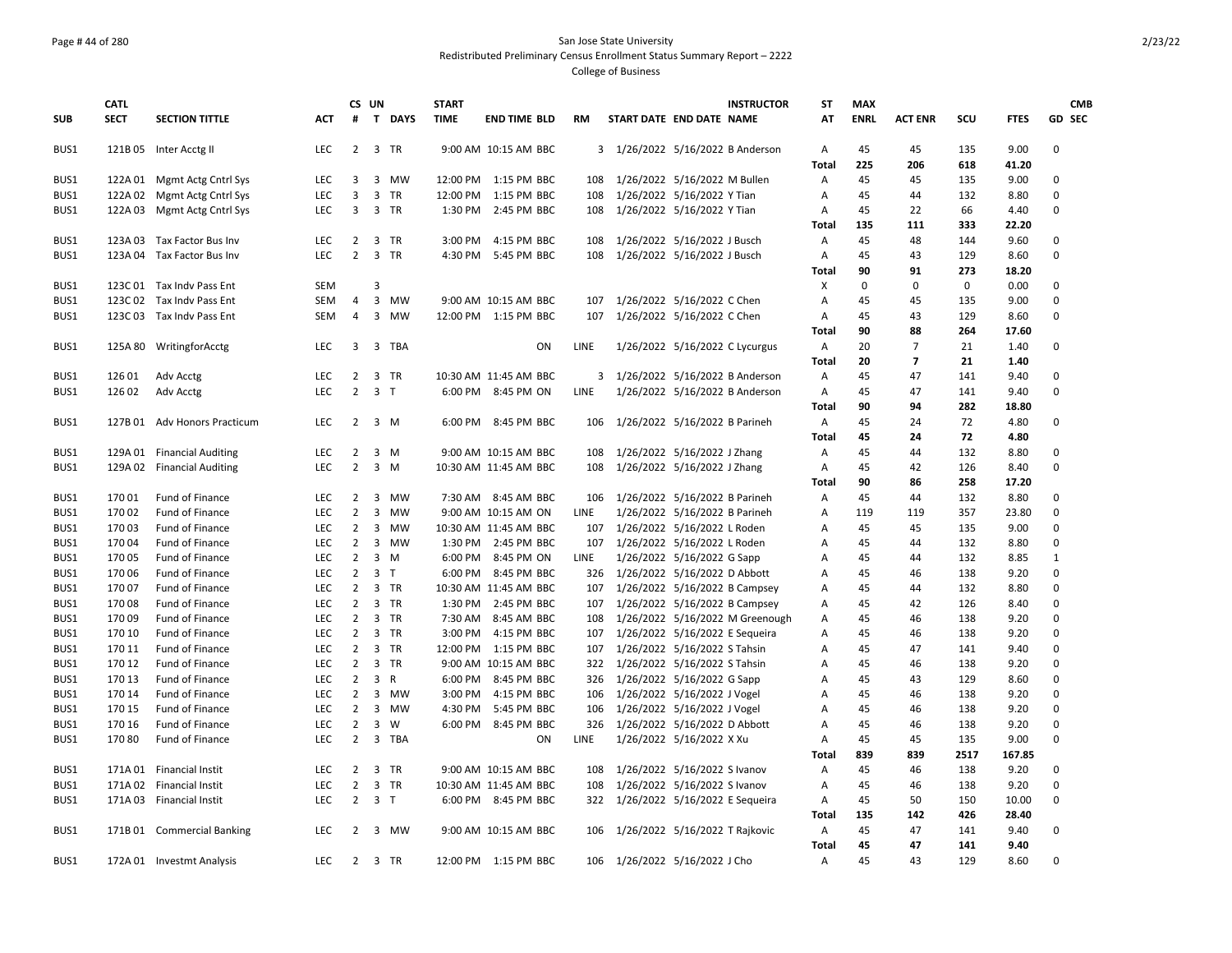San Jose State University

Redistributed Preliminary Census Enrollment Status Summary Report – 2222

College of Business

| SUB | CATL SECT | SECTION TITTLE | ACT | CS # | UN T | DAYS | START TIME | END TIME | BLD | RM | START DATE | END DATE | INSTRUCTOR NAME | ST AT | MAX ENRL | ACT ENR | SCU | FTES | GD | CMB SEC |
|---|---|---|---|---|---|---|---|---|---|---|---|---|---|---|---|---|---|---|---|---|
| BUS1 | 121B 05 | Inter Acctg II | LEC | 2 | 3 | TR | 9:00 AM | 10:15 AM | BBC | 3 | 1/26/2022 | 5/16/2022 | B Anderson | A | 45 | 45 | 135 | 9.00 | 0 | |
| | | | | | | | | | | | | | | Total | 225 | 206 | 618 | 41.20 | | |
| BUS1 | 122A 01 | Mgmt Actg Cntrl Sys | LEC | 3 | 3 | MW | 12:00 PM | 1:15 PM | BBC | 108 | 1/26/2022 | 5/16/2022 | M Bullen | A | 45 | 45 | 135 | 9.00 | 0 | |
| BUS1 | 122A 02 | Mgmt Actg Cntrl Sys | LEC | 3 | 3 | TR | 12:00 PM | 1:15 PM | BBC | 108 | 1/26/2022 | 5/16/2022 | Y Tian | A | 45 | 44 | 132 | 8.80 | 0 | |
| BUS1 | 122A 03 | Mgmt Actg Cntrl Sys | LEC | 3 | 3 | TR | 1:30 PM | 2:45 PM | BBC | 108 | 1/26/2022 | 5/16/2022 | Y Tian | A | 45 | 22 | 66 | 4.40 | 0 | |
| | | | | | | | | | | | | | | Total | 135 | 111 | 333 | 22.20 | | |
| BUS1 | 123A 03 | Tax Factor Bus Inv | LEC | 2 | 3 | TR | 3:00 PM | 4:15 PM | BBC | 108 | 1/26/2022 | 5/16/2022 | J Busch | A | 45 | 48 | 144 | 9.60 | 0 | |
| BUS1 | 123A 04 | Tax Factor Bus Inv | LEC | 2 | 3 | TR | 4:30 PM | 5:45 PM | BBC | 108 | 1/26/2022 | 5/16/2022 | J Busch | A | 45 | 43 | 129 | 8.60 | 0 | |
| | | | | | | | | | | | | | | Total | 90 | 91 | 273 | 18.20 | | |
| BUS1 | 123C 01 | Tax Indv Pass Ent | SEM | | 3 | | | | | | | | | X | 0 | 0 | 0 | 0.00 | 0 | |
| BUS1 | 123C 02 | Tax Indv Pass Ent | SEM | 4 | 3 | MW | 9:00 AM | 10:15 AM | BBC | 107 | 1/26/2022 | 5/16/2022 | C Chen | A | 45 | 45 | 135 | 9.00 | 0 | |
| BUS1 | 123C 03 | Tax Indv Pass Ent | SEM | 4 | 3 | MW | 12:00 PM | 1:15 PM | BBC | 107 | 1/26/2022 | 5/16/2022 | C Chen | A | 45 | 43 | 129 | 8.60 | 0 | |
| | | | | | | | | | | | | | | Total | 90 | 88 | 264 | 17.60 | | |
| BUS1 | 125A 80 | WritingforAcctg | LEC | 3 | 3 | TBA | | | ON | LINE | 1/26/2022 | 5/16/2022 | C Lycurgus | A | 20 | 7 | 21 | 1.40 | 0 | |
| | | | | | | | | | | | | | | Total | 20 | 7 | 21 | 1.40 | | |
| BUS1 | 126 01 | Adv Acctg | LEC | 2 | 3 | TR | 10:30 AM | 11:45 AM | BBC | 3 | 1/26/2022 | 5/16/2022 | B Anderson | A | 45 | 47 | 141 | 9.40 | 0 | |
| BUS1 | 126 02 | Adv Acctg | LEC | 2 | 3 | T | 6:00 PM | 8:45 PM | ON | LINE | 1/26/2022 | 5/16/2022 | B Anderson | A | 45 | 47 | 141 | 9.40 | 0 | |
| | | | | | | | | | | | | | | Total | 90 | 94 | 282 | 18.80 | | |
| BUS1 | 127B 01 | Adv Honors Practicum | LEC | 2 | 3 | M | 6:00 PM | 8:45 PM | BBC | 106 | 1/26/2022 | 5/16/2022 | B Parineh | A | 45 | 24 | 72 | 4.80 | 0 | |
| | | | | | | | | | | | | | | Total | 45 | 24 | 72 | 4.80 | | |
| BUS1 | 129A 01 | Financial Auditing | LEC | 2 | 3 | M | 9:00 AM | 10:15 AM | BBC | 108 | 1/26/2022 | 5/16/2022 | J Zhang | A | 45 | 44 | 132 | 8.80 | 0 | |
| BUS1 | 129A 02 | Financial Auditing | LEC | 2 | 3 | M | 10:30 AM | 11:45 AM | BBC | 108 | 1/26/2022 | 5/16/2022 | J Zhang | A | 45 | 42 | 126 | 8.40 | 0 | |
| | | | | | | | | | | | | | | Total | 90 | 86 | 258 | 17.20 | | |
| BUS1 | 170 01 | Fund of Finance | LEC | 2 | 3 | MW | 7:30 AM | 8:45 AM | BBC | 106 | 1/26/2022 | 5/16/2022 | B Parineh | A | 45 | 44 | 132 | 8.80 | 0 | |
| BUS1 | 170 02 | Fund of Finance | LEC | 2 | 3 | MW | 9:00 AM | 10:15 AM | ON | LINE | 1/26/2022 | 5/16/2022 | B Parineh | A | 119 | 119 | 357 | 23.80 | 0 | |
| BUS1 | 170 03 | Fund of Finance | LEC | 2 | 3 | MW | 10:30 AM | 11:45 AM | BBC | 107 | 1/26/2022 | 5/16/2022 | L Roden | A | 45 | 45 | 135 | 9.00 | 0 | |
| BUS1 | 170 04 | Fund of Finance | LEC | 2 | 3 | MW | 1:30 PM | 2:45 PM | BBC | 107 | 1/26/2022 | 5/16/2022 | L Roden | A | 45 | 44 | 132 | 8.80 | 0 | |
| BUS1 | 170 05 | Fund of Finance | LEC | 2 | 3 | M | 6:00 PM | 8:45 PM | ON | LINE | 1/26/2022 | 5/16/2022 | G Sapp | A | 45 | 44 | 132 | 8.85 | 1 | |
| BUS1 | 170 06 | Fund of Finance | LEC | 2 | 3 | T | 6:00 PM | 8:45 PM | BBC | 326 | 1/26/2022 | 5/16/2022 | D Abbott | A | 45 | 46 | 138 | 9.20 | 0 | |
| BUS1 | 170 07 | Fund of Finance | LEC | 2 | 3 | TR | 10:30 AM | 11:45 AM | BBC | 107 | 1/26/2022 | 5/16/2022 | B Campsey | A | 45 | 44 | 132 | 8.80 | 0 | |
| BUS1 | 170 08 | Fund of Finance | LEC | 2 | 3 | TR | 1:30 PM | 2:45 PM | BBC | 107 | 1/26/2022 | 5/16/2022 | B Campsey | A | 45 | 42 | 126 | 8.40 | 0 | |
| BUS1 | 170 09 | Fund of Finance | LEC | 2 | 3 | TR | 7:30 AM | 8:45 AM | BBC | 108 | 1/26/2022 | 5/16/2022 | M Greenough | A | 45 | 46 | 138 | 9.20 | 0 | |
| BUS1 | 170 10 | Fund of Finance | LEC | 2 | 3 | TR | 3:00 PM | 4:15 PM | BBC | 107 | 1/26/2022 | 5/16/2022 | E Sequeira | A | 45 | 46 | 138 | 9.20 | 0 | |
| BUS1 | 170 11 | Fund of Finance | LEC | 2 | 3 | TR | 12:00 PM | 1:15 PM | BBC | 107 | 1/26/2022 | 5/16/2022 | S Tahsin | A | 45 | 47 | 141 | 9.40 | 0 | |
| BUS1 | 170 12 | Fund of Finance | LEC | 2 | 3 | TR | 9:00 AM | 10:15 AM | BBC | 322 | 1/26/2022 | 5/16/2022 | S Tahsin | A | 45 | 46 | 138 | 9.20 | 0 | |
| BUS1 | 170 13 | Fund of Finance | LEC | 2 | 3 | R | 6:00 PM | 8:45 PM | BBC | 326 | 1/26/2022 | 5/16/2022 | G Sapp | A | 45 | 43 | 129 | 8.60 | 0 | |
| BUS1 | 170 14 | Fund of Finance | LEC | 2 | 3 | MW | 3:00 PM | 4:15 PM | BBC | 106 | 1/26/2022 | 5/16/2022 | J Vogel | A | 45 | 46 | 138 | 9.20 | 0 | |
| BUS1 | 170 15 | Fund of Finance | LEC | 2 | 3 | MW | 4:30 PM | 5:45 PM | BBC | 106 | 1/26/2022 | 5/16/2022 | J Vogel | A | 45 | 46 | 138 | 9.20 | 0 | |
| BUS1 | 170 16 | Fund of Finance | LEC | 2 | 3 | W | 6:00 PM | 8:45 PM | BBC | 326 | 1/26/2022 | 5/16/2022 | D Abbott | A | 45 | 46 | 138 | 9.20 | 0 | |
| BUS1 | 170 80 | Fund of Finance | LEC | 2 | 3 | TBA | | | ON | LINE | 1/26/2022 | 5/16/2022 | X Xu | A | 45 | 45 | 135 | 9.00 | 0 | |
| | | | | | | | | | | | | | | Total | 839 | 839 | 2517 | 167.85 | | |
| BUS1 | 171A 01 | Financial Instit | LEC | 2 | 3 | TR | 9:00 AM | 10:15 AM | BBC | 108 | 1/26/2022 | 5/16/2022 | S Ivanov | A | 45 | 46 | 138 | 9.20 | 0 | |
| BUS1 | 171A 02 | Financial Instit | LEC | 2 | 3 | TR | 10:30 AM | 11:45 AM | BBC | 108 | 1/26/2022 | 5/16/2022 | S Ivanov | A | 45 | 46 | 138 | 9.20 | 0 | |
| BUS1 | 171A 03 | Financial Instit | LEC | 2 | 3 | T | 6:00 PM | 8:45 PM | BBC | 322 | 1/26/2022 | 5/16/2022 | E Sequeira | A | 45 | 50 | 150 | 10.00 | 0 | |
| | | | | | | | | | | | | | | Total | 135 | 142 | 426 | 28.40 | | |
| BUS1 | 171B 01 | Commercial Banking | LEC | 2 | 3 | MW | 9:00 AM | 10:15 AM | BBC | 106 | 1/26/2022 | 5/16/2022 | T Rajkovic | A | 45 | 47 | 141 | 9.40 | 0 | |
| | | | | | | | | | | | | | | Total | 45 | 47 | 141 | 9.40 | | |
| BUS1 | 172A 01 | Investmt Analysis | LEC | 2 | 3 | TR | 12:00 PM | 1:15 PM | BBC | 106 | 1/26/2022 | 5/16/2022 | J Cho | A | 45 | 43 | 129 | 8.60 | 0 | |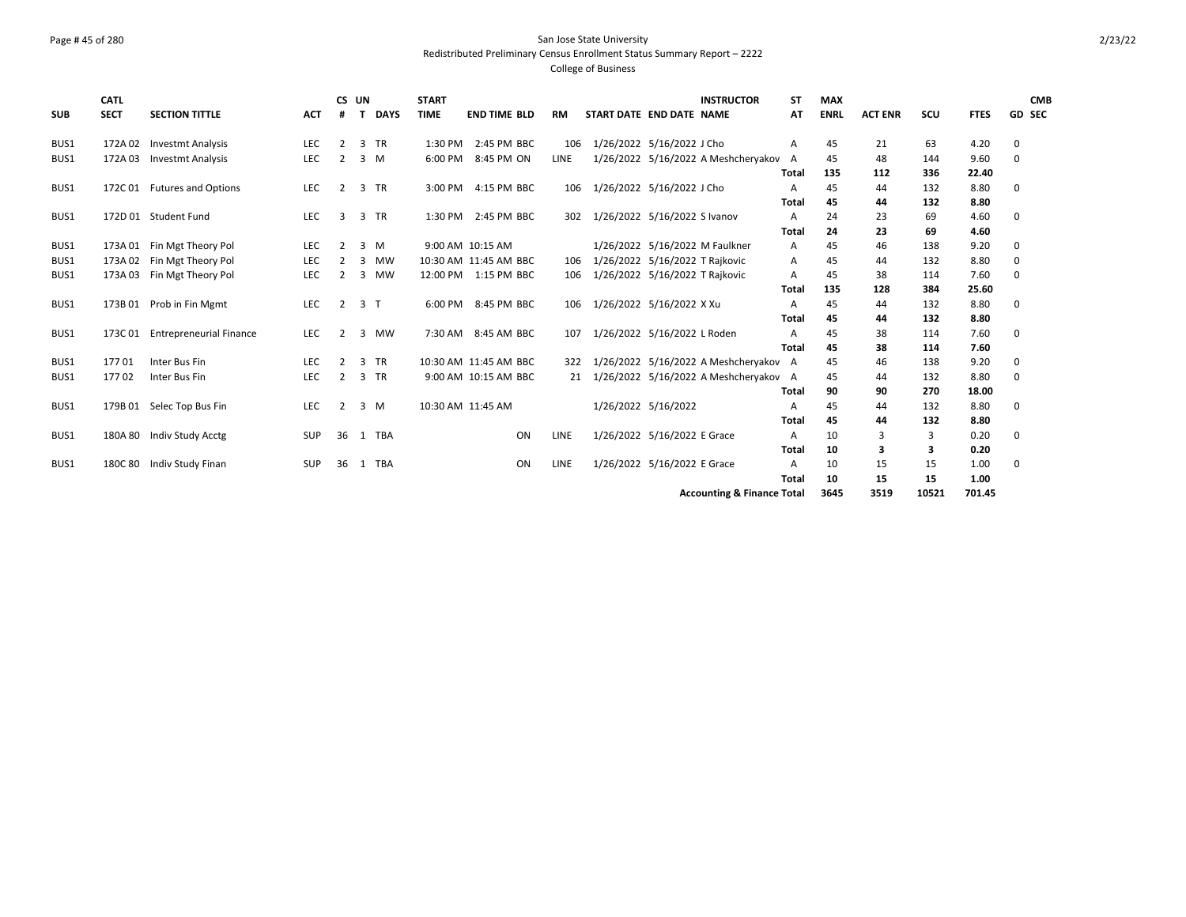San Jose State University
Redistributed Preliminary Census Enrollment Status Summary Report – 2222
College of Business

| SUB | CATL SECT | SECTION TITTLE | ACT | CS # | UN T | DAYS | START TIME | END TIME | BLD | RM | START DATE | END DATE | INSTRUCTOR NAME | ST AT | MAX ENRL | ACT ENR | SCU | FTES | GD | CMB SEC |
|---|---|---|---|---|---|---|---|---|---|---|---|---|---|---|---|---|---|---|---|---|
| BUS1 | 172A 02 | Investmt Analysis | LEC | 2 | 3 | TR | 1:30 PM | 2:45 PM | BBC | 106 | 1/26/2022 | 5/16/2022 | J Cho | A | 45 | 21 | 63 | 4.20 | 0 | |
| BUS1 | 172A 03 | Investmt Analysis | LEC | 2 | 3 | M | 6:00 PM | 8:45 PM | ON | LINE | 1/26/2022 | 5/16/2022 | A Meshcheryakov | A | 45 | 48 | 144 | 9.60 | 0 | |
| | | | | | | | | | | | | | | **Total** | **135** | **112** | **336** | **22.40** | | |
| BUS1 | 172C 01 | Futures and Options | LEC | 2 | 3 | TR | 3:00 PM | 4:15 PM | BBC | 106 | 1/26/2022 | 5/16/2022 | J Cho | A | 45 | 44 | 132 | 8.80 | 0 | |
| | | | | | | | | | | | | | | **Total** | **45** | **44** | **132** | **8.80** | | |
| BUS1 | 172D 01 | Student Fund | LEC | 3 | 3 | TR | 1:30 PM | 2:45 PM | BBC | 302 | 1/26/2022 | 5/16/2022 | S Ivanov | A | 24 | 23 | 69 | 4.60 | 0 | |
| | | | | | | | | | | | | | | **Total** | **24** | **23** | **69** | **4.60** | | |
| BUS1 | 173A 01 | Fin Mgt Theory Pol | LEC | 2 | 3 | M | 9:00 AM | 10:15 AM | | | 1/26/2022 | 5/16/2022 | M Faulkner | A | 45 | 46 | 138 | 9.20 | 0 | |
| BUS1 | 173A 02 | Fin Mgt Theory Pol | LEC | 2 | 3 | MW | 10:30 AM | 11:45 AM | BBC | 106 | 1/26/2022 | 5/16/2022 | T Rajkovic | A | 45 | 44 | 132 | 8.80 | 0 | |
| BUS1 | 173A 03 | Fin Mgt Theory Pol | LEC | 2 | 3 | MW | 12:00 PM | 1:15 PM | BBC | 106 | 1/26/2022 | 5/16/2022 | T Rajkovic | A | 45 | 38 | 114 | 7.60 | 0 | |
| | | | | | | | | | | | | | | **Total** | **135** | **128** | **384** | **25.60** | | |
| BUS1 | 173B 01 | Prob in Fin Mgmt | LEC | 2 | 3 | T | 6:00 PM | 8:45 PM | BBC | 106 | 1/26/2022 | 5/16/2022 | X Xu | A | 45 | 44 | 132 | 8.80 | 0 | |
| | | | | | | | | | | | | | | **Total** | **45** | **44** | **132** | **8.80** | | |
| BUS1 | 173C 01 | Entrepreneurial Finance | LEC | 2 | 3 | MW | 7:30 AM | 8:45 AM | BBC | 107 | 1/26/2022 | 5/16/2022 | L Roden | A | 45 | 38 | 114 | 7.60 | 0 | |
| | | | | | | | | | | | | | | **Total** | **45** | **38** | **114** | **7.60** | | |
| BUS1 | 177 01 | Inter Bus Fin | LEC | 2 | 3 | TR | 10:30 AM | 11:45 AM | BBC | 322 | 1/26/2022 | 5/16/2022 | A Meshcheryakov | A | 45 | 46 | 138 | 9.20 | 0 | |
| BUS1 | 177 02 | Inter Bus Fin | LEC | 2 | 3 | TR | 9:00 AM | 10:15 AM | BBC | 21 | 1/26/2022 | 5/16/2022 | A Meshcheryakov | A | 45 | 44 | 132 | 8.80 | 0 | |
| | | | | | | | | | | | | | | **Total** | **90** | **90** | **270** | **18.00** | | |
| BUS1 | 179B 01 | Selec Top Bus Fin | LEC | 2 | 3 | M | 10:30 AM | 11:45 AM | | | 1/26/2022 | 5/16/2022 | | A | 45 | 44 | 132 | 8.80 | 0 | |
| | | | | | | | | | | | | | | **Total** | **45** | **44** | **132** | **8.80** | | |
| BUS1 | 180A 80 | Indiv Study Acctg | SUP | 36 | 1 | TBA | | | ON | LINE | 1/26/2022 | 5/16/2022 | E Grace | A | 10 | 3 | 3 | 0.20 | 0 | |
| | | | | | | | | | | | | | | **Total** | **10** | **3** | **3** | **0.20** | | |
| BUS1 | 180C 80 | Indiv Study Finan | SUP | 36 | 1 | TBA | | | ON | LINE | 1/26/2022 | 5/16/2022 | E Grace | A | 10 | 15 | 15 | 1.00 | 0 | |
| | | | | | | | | | | | | | | **Total** | **10** | **15** | **15** | **1.00** | | |
| | | | | | | | | | | | | | **Accounting & Finance Total** | | **3645** | **3519** | **10521** | **701.45** | | |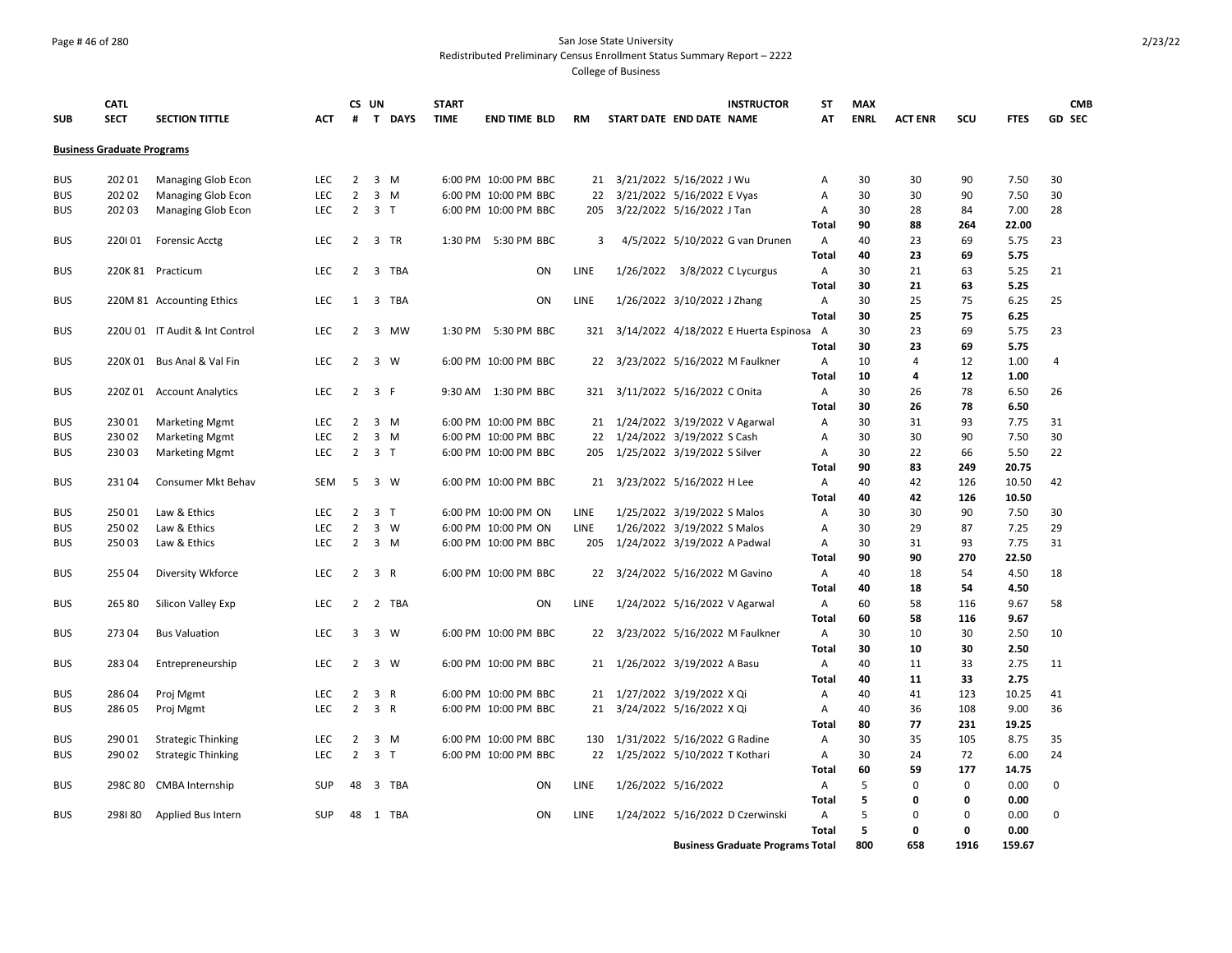San Jose State University

Redistributed Preliminary Census Enrollment Status Summary Report – 2222

College of Business

| SUB | CATL SECT | SECTION TITTLE | ACT | CS # | UN T | DAYS | START TIME | END TIME | BLD | RM | START DATE | END DATE | INSTRUCTOR NAME | ST AT | MAX ENRL | ACT ENR | SCU | FTES | GD | CMB SEC |
|---|---|---|---|---|---|---|---|---|---|---|---|---|---|---|---|---|---|---|---|---|
| **Business Graduate Programs** | | | | | | | | | | | | | | | | | | | | |
| BUS | 202 01 | Managing Glob Econ | LEC | 2 | 3 | M | 6:00 PM | 10:00 PM | BBC | 21 | 3/21/2022 | 5/16/2022 | J Wu | A | 30 | 30 | 90 | 7.50 | 30 | |
| BUS | 202 02 | Managing Glob Econ | LEC | 2 | 3 | M | 6:00 PM | 10:00 PM | BBC | 22 | 3/21/2022 | 5/16/2022 | E Vyas | A | 30 | 30 | 90 | 7.50 | 30 | |
| BUS | 202 03 | Managing Glob Econ | LEC | 2 | 3 | T | 6:00 PM | 10:00 PM | BBC | 205 | 3/22/2022 | 5/16/2022 | J Tan | A | 30 | 28 | 84 | 7.00 | 28 | |
| | | | | | | | | | | | | | | **Total** | **90** | **88** | **264** | **22.00** | | |
| BUS | 220I 01 | Forensic Acctg | LEC | 2 | 3 | TR | 1:30 PM | 5:30 PM | BBC | 3 | 4/5/2022 | 5/10/2022 | G van Drunen | A | 40 | 23 | 69 | 5.75 | 23 | |
| | | | | | | | | | | | | | | **Total** | **40** | **23** | **69** | **5.75** | | |
| BUS | 220K 81 | Practicum | LEC | 2 | 3 | TBA | | | ON | LINE | 1/26/2022 | 3/8/2022 | C Lycurgus | A | 30 | 21 | 63 | 5.25 | 21 | |
| | | | | | | | | | | | | | | **Total** | **30** | **21** | **63** | **5.25** | | |
| BUS | 220M 81 | Accounting Ethics | LEC | 1 | 3 | TBA | | | ON | LINE | 1/26/2022 | 3/10/2022 | J Zhang | A | 30 | 25 | 75 | 6.25 | 25 | |
| | | | | | | | | | | | | | | **Total** | **30** | **25** | **75** | **6.25** | | |
| BUS | 220U 01 | IT Audit & Int Control | LEC | 2 | 3 | MW | 1:30 PM | 5:30 PM | BBC | 321 | 3/14/2022 | 4/18/2022 | E Huerta Espinosa | A | 30 | 23 | 69 | 5.75 | 23 | |
| | | | | | | | | | | | | | | **Total** | **30** | **23** | **69** | **5.75** | | |
| BUS | 220X 01 | Bus Anal & Val Fin | LEC | 2 | 3 | W | 6:00 PM | 10:00 PM | BBC | 22 | 3/23/2022 | 5/16/2022 | M Faulkner | A | 10 | 4 | 12 | 1.00 | 4 | |
| | | | | | | | | | | | | | | **Total** | **10** | **4** | **12** | **1.00** | | |
| BUS | 220Z 01 | Account Analytics | LEC | 2 | 3 | F | 9:30 AM | 1:30 PM | BBC | 321 | 3/11/2022 | 5/16/2022 | C Onita | A | 30 | 26 | 78 | 6.50 | 26 | |
| | | | | | | | | | | | | | | **Total** | **30** | **26** | **78** | **6.50** | | |
| BUS | 230 01 | Marketing Mgmt | LEC | 2 | 3 | M | 6:00 PM | 10:00 PM | BBC | 21 | 1/24/2022 | 3/19/2022 | V Agarwal | A | 30 | 31 | 93 | 7.75 | 31 | |
| BUS | 230 02 | Marketing Mgmt | LEC | 2 | 3 | M | 6:00 PM | 10:00 PM | BBC | 22 | 1/24/2022 | 3/19/2022 | S Cash | A | 30 | 30 | 90 | 7.50 | 30 | |
| BUS | 230 03 | Marketing Mgmt | LEC | 2 | 3 | T | 6:00 PM | 10:00 PM | BBC | 205 | 1/25/2022 | 3/19/2022 | S Silver | A | 30 | 22 | 66 | 5.50 | 22 | |
| | | | | | | | | | | | | | | **Total** | **90** | **83** | **249** | **20.75** | | |
| BUS | 231 04 | Consumer Mkt Behav | SEM | 5 | 3 | W | 6:00 PM | 10:00 PM | BBC | 21 | 3/23/2022 | 5/16/2022 | H Lee | A | 40 | 42 | 126 | 10.50 | 42 | |
| | | | | | | | | | | | | | | **Total** | **40** | **42** | **126** | **10.50** | | |
| BUS | 250 01 | Law & Ethics | LEC | 2 | 3 | T | 6:00 PM | 10:00 PM | ON | LINE | 1/25/2022 | 3/19/2022 | S Malos | A | 30 | 30 | 90 | 7.50 | 30 | |
| BUS | 250 02 | Law & Ethics | LEC | 2 | 3 | W | 6:00 PM | 10:00 PM | ON | LINE | 1/26/2022 | 3/19/2022 | S Malos | A | 30 | 29 | 87 | 7.25 | 29 | |
| BUS | 250 03 | Law & Ethics | LEC | 2 | 3 | M | 6:00 PM | 10:00 PM | BBC | 205 | 1/24/2022 | 3/19/2022 | A Padwal | A | 30 | 31 | 93 | 7.75 | 31 | |
| | | | | | | | | | | | | | | **Total** | **90** | **90** | **270** | **22.50** | | |
| BUS | 255 04 | Diversity Wkforce | LEC | 2 | 3 | R | 6:00 PM | 10:00 PM | BBC | 22 | 3/24/2022 | 5/16/2022 | M Gavino | A | 40 | 18 | 54 | 4.50 | 18 | |
| | | | | | | | | | | | | | | **Total** | **40** | **18** | **54** | **4.50** | | |
| BUS | 265 80 | Silicon Valley Exp | LEC | 2 | 2 | TBA | | | ON | LINE | 1/24/2022 | 5/16/2022 | V Agarwal | A | 60 | 58 | 116 | 9.67 | 58 | |
| | | | | | | | | | | | | | | **Total** | **60** | **58** | **116** | **9.67** | | |
| BUS | 273 04 | Bus Valuation | LEC | 3 | 3 | W | 6:00 PM | 10:00 PM | BBC | 22 | 3/23/2022 | 5/16/2022 | M Faulkner | A | 30 | 10 | 30 | 2.50 | 10 | |
| | | | | | | | | | | | | | | **Total** | **30** | **10** | **30** | **2.50** | | |
| BUS | 283 04 | Entrepreneurship | LEC | 2 | 3 | W | 6:00 PM | 10:00 PM | BBC | 21 | 1/26/2022 | 3/19/2022 | A Basu | A | 40 | 11 | 33 | 2.75 | 11 | |
| | | | | | | | | | | | | | | **Total** | **40** | **11** | **33** | **2.75** | | |
| BUS | 286 04 | Proj Mgmt | LEC | 2 | 3 | R | 6:00 PM | 10:00 PM | BBC | 21 | 1/27/2022 | 3/19/2022 | X Qi | A | 40 | 41 | 123 | 10.25 | 41 | |
| BUS | 286 05 | Proj Mgmt | LEC | 2 | 3 | R | 6:00 PM | 10:00 PM | BBC | 21 | 3/24/2022 | 5/16/2022 | X Qi | A | 40 | 36 | 108 | 9.00 | 36 | |
| | | | | | | | | | | | | | | **Total** | **80** | **77** | **231** | **19.25** | | |
| BUS | 290 01 | Strategic Thinking | LEC | 2 | 3 | M | 6:00 PM | 10:00 PM | BBC | 130 | 1/31/2022 | 5/16/2022 | G Radine | A | 30 | 35 | 105 | 8.75 | 35 | |
| BUS | 290 02 | Strategic Thinking | LEC | 2 | 3 | T | 6:00 PM | 10:00 PM | BBC | 22 | 1/25/2022 | 5/10/2022 | T Kothari | A | 30 | 24 | 72 | 6.00 | 24 | |
| | | | | | | | | | | | | | | **Total** | **60** | **59** | **177** | **14.75** | | |
| BUS | 298C 80 | CMBA Internship | SUP | 48 | 3 | TBA | | | ON | LINE | 1/26/2022 | 5/16/2022 | | A | 5 | 0 | 0 | 0.00 | 0 | |
| | | | | | | | | | | | | | | **Total** | **5** | **0** | **0** | **0.00** | | |
| BUS | 298I 80 | Applied Bus Intern | SUP | 48 | 1 | TBA | | | ON | LINE | 1/24/2022 | 5/16/2022 | D Czerwinski | A | 5 | 0 | 0 | 0.00 | 0 | |
| | | | | | | | | | | | | | | **Total** | **5** | **0** | **0** | **0.00** | | |
| | | | | | | | | | | | | | **Business Graduate Programs Total** | | **800** | **658** | **1916** | **159.67** | | |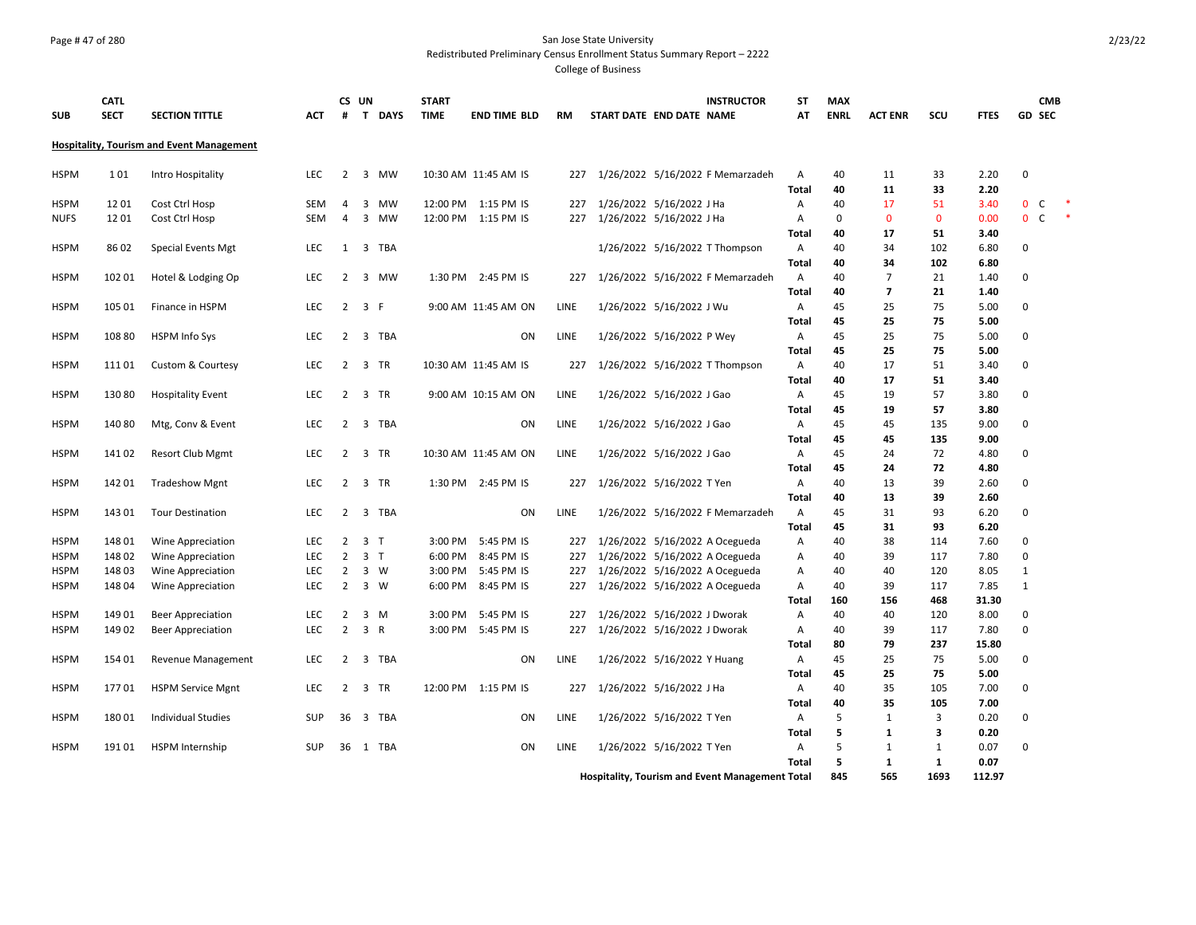San Jose State University

Redistributed Preliminary Census Enrollment Status Summary Report – 2222

College of Business

| SUB | CATL SECT | SECTION TITTLE | ACT | CS # | UN T | DAYS | START TIME | END TIME | BLD | RM | START DATE | END DATE | INSTRUCTOR NAME | ST AT | MAX ENRL | ACT ENR | SCU | FTES | GD | CMB SEC |
|---|---|---|---|---|---|---|---|---|---|---|---|---|---|---|---|---|---|---|---|---|
| **Hospitality, Tourism and Event Management** | | | | | | | | | | | | | | | | | | | | |
| HSPM | 1 01 | Intro Hospitality | LEC | 2 | 3 | MW | 10:30 AM | 11:45 AM | IS | 227 | 1/26/2022 | 5/16/2022 | F Memarzadeh | A | 40 | 11 | 33 | 2.20 | 0 | |
| | | | | | | | | | | | | | | **Total** | **40** | **11** | **33** | **2.20** | | |
| HSPM | 12 01 | Cost Ctrl Hosp | SEM | 4 | 3 | MW | 12:00 PM | 1:15 PM | IS | 227 | 1/26/2022 | 5/16/2022 | J Ha | A | 40 | 17 | 51 | 3.40 | 0 | C * |
| NUFS | 12 01 | Cost Ctrl Hosp | SEM | 4 | 3 | MW | 12:00 PM | 1:15 PM | IS | 227 | 1/26/2022 | 5/16/2022 | J Ha | A | 0 | 0 | 0 | 0.00 | 0 | C * |
| | | | | | | | | | | | | | | **Total** | **40** | **17** | **51** | **3.40** | | |
| HSPM | 86 02 | Special Events Mgt | LEC | 1 | 3 | TBA | | | | | 1/26/2022 | 5/16/2022 | T Thompson | A | 40 | 34 | 102 | 6.80 | 0 | |
| | | | | | | | | | | | | | | **Total** | **40** | **34** | **102** | **6.80** | | |
| HSPM | 102 01 | Hotel & Lodging Op | LEC | 2 | 3 | MW | 1:30 PM | 2:45 PM | IS | 227 | 1/26/2022 | 5/16/2022 | F Memarzadeh | A | 40 | 7 | 21 | 1.40 | 0 | |
| | | | | | | | | | | | | | | **Total** | **40** | **7** | **21** | **1.40** | | |
| HSPM | 105 01 | Finance in HSPM | LEC | 2 | 3 | F | 9:00 AM | 11:45 AM | ON | LINE | 1/26/2022 | 5/16/2022 | J Wu | A | 45 | 25 | 75 | 5.00 | 0 | |
| | | | | | | | | | | | | | | **Total** | **45** | **25** | **75** | **5.00** | | |
| HSPM | 108 80 | HSPM Info Sys | LEC | 2 | 3 | TBA | | | ON | LINE | 1/26/2022 | 5/16/2022 | P Wey | A | 45 | 25 | 75 | 5.00 | 0 | |
| | | | | | | | | | | | | | | **Total** | **45** | **25** | **75** | **5.00** | | |
| HSPM | 111 01 | Custom & Courtesy | LEC | 2 | 3 | TR | 10:30 AM | 11:45 AM | IS | 227 | 1/26/2022 | 5/16/2022 | T Thompson | A | 40 | 17 | 51 | 3.40 | 0 | |
| | | | | | | | | | | | | | | **Total** | **40** | **17** | **51** | **3.40** | | |
| HSPM | 130 80 | Hospitality Event | LEC | 2 | 3 | TR | 9:00 AM | 10:15 AM | ON | LINE | 1/26/2022 | 5/16/2022 | J Gao | A | 45 | 19 | 57 | 3.80 | 0 | |
| | | | | | | | | | | | | | | **Total** | **45** | **19** | **57** | **3.80** | | |
| HSPM | 140 80 | Mtg, Conv & Event | LEC | 2 | 3 | TBA | | | ON | LINE | 1/26/2022 | 5/16/2022 | J Gao | A | 45 | 45 | 135 | 9.00 | 0 | |
| | | | | | | | | | | | | | | **Total** | **45** | **45** | **135** | **9.00** | | |
| HSPM | 141 02 | Resort Club Mgmt | LEC | 2 | 3 | TR | 10:30 AM | 11:45 AM | ON | LINE | 1/26/2022 | 5/16/2022 | J Gao | A | 45 | 24 | 72 | 4.80 | 0 | |
| | | | | | | | | | | | | | | **Total** | **45** | **24** | **72** | **4.80** | | |
| HSPM | 142 01 | Tradeshow Mgnt | LEC | 2 | 3 | TR | 1:30 PM | 2:45 PM | IS | 227 | 1/26/2022 | 5/16/2022 | T Yen | A | 40 | 13 | 39 | 2.60 | 0 | |
| | | | | | | | | | | | | | | **Total** | **40** | **13** | **39** | **2.60** | | |
| HSPM | 143 01 | Tour Destination | LEC | 2 | 3 | TBA | | | ON | LINE | 1/26/2022 | 5/16/2022 | F Memarzadeh | A | 45 | 31 | 93 | 6.20 | 0 | |
| | | | | | | | | | | | | | | **Total** | **45** | **31** | **93** | **6.20** | | |
| HSPM | 148 01 | Wine Appreciation | LEC | 2 | 3 | T | 3:00 PM | 5:45 PM | IS | 227 | 1/26/2022 | 5/16/2022 | A Ocegueda | A | 40 | 38 | 114 | 7.60 | 0 | |
| HSPM | 148 02 | Wine Appreciation | LEC | 2 | 3 | T | 6:00 PM | 8:45 PM | IS | 227 | 1/26/2022 | 5/16/2022 | A Ocegueda | A | 40 | 39 | 117 | 7.80 | 0 | |
| HSPM | 148 03 | Wine Appreciation | LEC | 2 | 3 | W | 3:00 PM | 5:45 PM | IS | 227 | 1/26/2022 | 5/16/2022 | A Ocegueda | A | 40 | 40 | 120 | 8.05 | 1 | |
| HSPM | 148 04 | Wine Appreciation | LEC | 2 | 3 | W | 6:00 PM | 8:45 PM | IS | 227 | 1/26/2022 | 5/16/2022 | A Ocegueda | A | 40 | 39 | 117 | 7.85 | 1 | |
| | | | | | | | | | | | | | | **Total** | **160** | **156** | **468** | **31.30** | | |
| HSPM | 149 01 | Beer Appreciation | LEC | 2 | 3 | M | 3:00 PM | 5:45 PM | IS | 227 | 1/26/2022 | 5/16/2022 | J Dworak | A | 40 | 40 | 120 | 8.00 | 0 | |
| HSPM | 149 02 | Beer Appreciation | LEC | 2 | 3 | R | 3:00 PM | 5:45 PM | IS | 227 | 1/26/2022 | 5/16/2022 | J Dworak | A | 40 | 39 | 117 | 7.80 | 0 | |
| | | | | | | | | | | | | | | **Total** | **80** | **79** | **237** | **15.80** | | |
| HSPM | 154 01 | Revenue Management | LEC | 2 | 3 | TBA | | | ON | LINE | 1/26/2022 | 5/16/2022 | Y Huang | A | 45 | 25 | 75 | 5.00 | 0 | |
| | | | | | | | | | | | | | | **Total** | **45** | **25** | **75** | **5.00** | | |
| HSPM | 177 01 | HSPM Service Mgnt | LEC | 2 | 3 | TR | 12:00 PM | 1:15 PM | IS | 227 | 1/26/2022 | 5/16/2022 | J Ha | A | 40 | 35 | 105 | 7.00 | 0 | |
| | | | | | | | | | | | | | | **Total** | **40** | **35** | **105** | **7.00** | | |
| HSPM | 180 01 | Individual Studies | SUP | 36 | 3 | TBA | | | ON | LINE | 1/26/2022 | 5/16/2022 | T Yen | A | 5 | 1 | 3 | 0.20 | 0 | |
| | | | | | | | | | | | | | | **Total** | **5** | **1** | **3** | **0.20** | | |
| HSPM | 191 01 | HSPM Internship | SUP | 36 | 1 | TBA | | | ON | LINE | 1/26/2022 | 5/16/2022 | T Yen | A | 5 | 1 | 1 | 0.07 | 0 | |
| | | | | | | | | | | | | | | **Total** | **5** | **1** | **1** | **0.07** | | |
| | | | | | | | | | | | | | **Hospitality, Tourism and Event Management Total** | | **845** | **565** | **1693** | **112.97** | | |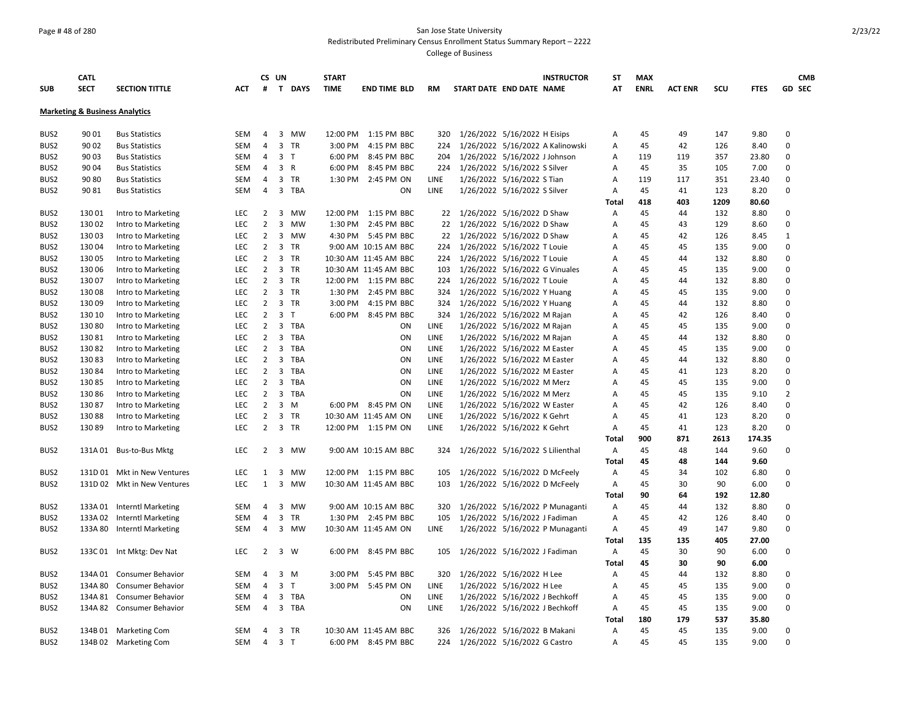San Jose State University

Redistributed Preliminary Census Enrollment Status Summary Report – 2222

College of Business

## Marketing & Business Analytics

| SUB | CATL SECT | SECTION TITTLE | ACT | CS # | UN T | DAYS | START TIME | END TIME | BLD | RM | START DATE | END DATE | INSTRUCTOR NAME | ST AT | MAX ENRL | ACT ENR | SCU | FTES | GD | CMB SEC |
|---|---|---|---|---|---|---|---|---|---|---|---|---|---|---|---|---|---|---|---|---|
| BUS2 | 90 01 | Bus Statistics | SEM | 4 | 3 | MW | 12:00 PM | 1:15 PM | BBC | 320 | 1/26/2022 | 5/16/2022 | H Eisips | A | 45 | 49 | 147 | 9.80 | 0 | |
| BUS2 | 90 02 | Bus Statistics | SEM | 4 | 3 | TR | 3:00 PM | 4:15 PM | BBC | 224 | 1/26/2022 | 5/16/2022 | A Kalinowski | A | 45 | 42 | 126 | 8.40 | 0 | |
| BUS2 | 90 03 | Bus Statistics | SEM | 4 | 3 | T | 6:00 PM | 8:45 PM | BBC | 204 | 1/26/2022 | 5/16/2022 | J Johnson | A | 119 | 119 | 357 | 23.80 | 0 | |
| BUS2 | 90 04 | Bus Statistics | SEM | 4 | 3 | R | 6:00 PM | 8:45 PM | BBC | 224 | 1/26/2022 | 5/16/2022 | S Silver | A | 45 | 35 | 105 | 7.00 | 0 | |
| BUS2 | 90 80 | Bus Statistics | SEM | 4 | 3 | TR | 1:30 PM | 2:45 PM | ON | LINE | 1/26/2022 | 5/16/2022 | S Tian | A | 119 | 117 | 351 | 23.40 | 0 | |
| BUS2 | 90 81 | Bus Statistics | SEM | 4 | 3 | TBA | | | ON | LINE | 1/26/2022 | 5/16/2022 | S Silver | A | 45 | 41 | 123 | 8.20 | 0 | |
| | | | | | | | | | | | | | | Total | 418 | 403 | 1209 | 80.60 | | |
| BUS2 | 130 01 | Intro to Marketing | LEC | 2 | 3 | MW | 12:00 PM | 1:15 PM | BBC | 22 | 1/26/2022 | 5/16/2022 | D Shaw | A | 45 | 44 | 132 | 8.80 | 0 | |
| BUS2 | 130 02 | Intro to Marketing | LEC | 2 | 3 | MW | 1:30 PM | 2:45 PM | BBC | 22 | 1/26/2022 | 5/16/2022 | D Shaw | A | 45 | 43 | 129 | 8.60 | 0 | |
| BUS2 | 130 03 | Intro to Marketing | LEC | 2 | 3 | MW | 4:30 PM | 5:45 PM | BBC | 22 | 1/26/2022 | 5/16/2022 | D Shaw | A | 45 | 42 | 126 | 8.45 | 1 | |
| BUS2 | 130 04 | Intro to Marketing | LEC | 2 | 3 | TR | 9:00 AM | 10:15 AM | BBC | 224 | 1/26/2022 | 5/16/2022 | T Louie | A | 45 | 45 | 135 | 9.00 | 0 | |
| BUS2 | 130 05 | Intro to Marketing | LEC | 2 | 3 | TR | 10:30 AM | 11:45 AM | BBC | 224 | 1/26/2022 | 5/16/2022 | T Louie | A | 45 | 44 | 132 | 8.80 | 0 | |
| BUS2 | 130 06 | Intro to Marketing | LEC | 2 | 3 | TR | 10:30 AM | 11:45 AM | BBC | 103 | 1/26/2022 | 5/16/2022 | G Vinuales | A | 45 | 45 | 135 | 9.00 | 0 | |
| BUS2 | 130 07 | Intro to Marketing | LEC | 2 | 3 | TR | 12:00 PM | 1:15 PM | BBC | 224 | 1/26/2022 | 5/16/2022 | T Louie | A | 45 | 44 | 132 | 8.80 | 0 | |
| BUS2 | 130 08 | Intro to Marketing | LEC | 2 | 3 | TR | 1:30 PM | 2:45 PM | BBC | 324 | 1/26/2022 | 5/16/2022 | Y Huang | A | 45 | 45 | 135 | 9.00 | 0 | |
| BUS2 | 130 09 | Intro to Marketing | LEC | 2 | 3 | TR | 3:00 PM | 4:15 PM | BBC | 324 | 1/26/2022 | 5/16/2022 | Y Huang | A | 45 | 44 | 132 | 8.80 | 0 | |
| BUS2 | 130 10 | Intro to Marketing | LEC | 2 | 3 | T | 6:00 PM | 8:45 PM | BBC | 324 | 1/26/2022 | 5/16/2022 | M Rajan | A | 45 | 42 | 126 | 8.40 | 0 | |
| BUS2 | 130 80 | Intro to Marketing | LEC | 2 | 3 | TBA | | | ON | LINE | 1/26/2022 | 5/16/2022 | M Rajan | A | 45 | 45 | 135 | 9.00 | 0 | |
| BUS2 | 130 81 | Intro to Marketing | LEC | 2 | 3 | TBA | | | ON | LINE | 1/26/2022 | 5/16/2022 | M Rajan | A | 45 | 44 | 132 | 8.80 | 0 | |
| BUS2 | 130 82 | Intro to Marketing | LEC | 2 | 3 | TBA | | | ON | LINE | 1/26/2022 | 5/16/2022 | M Easter | A | 45 | 45 | 135 | 9.00 | 0 | |
| BUS2 | 130 83 | Intro to Marketing | LEC | 2 | 3 | TBA | | | ON | LINE | 1/26/2022 | 5/16/2022 | M Easter | A | 45 | 44 | 132 | 8.80 | 0 | |
| BUS2 | 130 84 | Intro to Marketing | LEC | 2 | 3 | TBA | | | ON | LINE | 1/26/2022 | 5/16/2022 | M Easter | A | 45 | 41 | 123 | 8.20 | 0 | |
| BUS2 | 130 85 | Intro to Marketing | LEC | 2 | 3 | TBA | | | ON | LINE | 1/26/2022 | 5/16/2022 | M Merz | A | 45 | 45 | 135 | 9.00 | 0 | |
| BUS2 | 130 86 | Intro to Marketing | LEC | 2 | 3 | TBA | | | ON | LINE | 1/26/2022 | 5/16/2022 | M Merz | A | 45 | 45 | 135 | 9.10 | 2 | |
| BUS2 | 130 87 | Intro to Marketing | LEC | 2 | 3 | M | 6:00 PM | 8:45 PM | ON | LINE | 1/26/2022 | 5/16/2022 | W Easter | A | 45 | 42 | 126 | 8.40 | 0 | |
| BUS2 | 130 88 | Intro to Marketing | LEC | 2 | 3 | TR | 10:30 AM | 11:45 AM | ON | LINE | 1/26/2022 | 5/16/2022 | K Gehrt | A | 45 | 41 | 123 | 8.20 | 0 | |
| BUS2 | 130 89 | Intro to Marketing | LEC | 2 | 3 | TR | 12:00 PM | 1:15 PM | ON | LINE | 1/26/2022 | 5/16/2022 | K Gehrt | A | 45 | 41 | 123 | 8.20 | 0 | |
| | | | | | | | | | | | | | | Total | 900 | 871 | 2613 | 174.35 | | |
| BUS2 | 131A 01 | Bus-to-Bus Mktg | LEC | 2 | 3 | MW | 9:00 AM | 10:15 AM | BBC | 324 | 1/26/2022 | 5/16/2022 | S Lilienthal | A | 45 | 48 | 144 | 9.60 | 0 | |
| | | | | | | | | | | | | | | Total | 45 | 48 | 144 | 9.60 | | |
| BUS2 | 131D 01 | Mkt in New Ventures | LEC | 1 | 3 | MW | 12:00 PM | 1:15 PM | BBC | 105 | 1/26/2022 | 5/16/2022 | D McFeely | A | 45 | 34 | 102 | 6.80 | 0 | |
| BUS2 | 131D 02 | Mkt in New Ventures | LEC | 1 | 3 | MW | 10:30 AM | 11:45 AM | BBC | 103 | 1/26/2022 | 5/16/2022 | D McFeely | A | 45 | 30 | 90 | 6.00 | 0 | |
| | | | | | | | | | | | | | | Total | 90 | 64 | 192 | 12.80 | | |
| BUS2 | 133A 01 | Interntl Marketing | SEM | 4 | 3 | MW | 9:00 AM | 10:15 AM | BBC | 320 | 1/26/2022 | 5/16/2022 | P Munaganti | A | 45 | 44 | 132 | 8.80 | 0 | |
| BUS2 | 133A 02 | Interntl Marketing | SEM | 4 | 3 | TR | 1:30 PM | 2:45 PM | BBC | 105 | 1/26/2022 | 5/16/2022 | J Fadiman | A | 45 | 42 | 126 | 8.40 | 0 | |
| BUS2 | 133A 80 | Interntl Marketing | SEM | 4 | 3 | MW | 10:30 AM | 11:45 AM | ON | LINE | 1/26/2022 | 5/16/2022 | P Munaganti | A | 45 | 49 | 147 | 9.80 | 0 | |
| | | | | | | | | | | | | | | Total | 135 | 135 | 405 | 27.00 | | |
| BUS2 | 133C 01 | Int Mktg: Dev Nat | LEC | 2 | 3 | W | 6:00 PM | 8:45 PM | BBC | 105 | 1/26/2022 | 5/16/2022 | J Fadiman | A | 45 | 30 | 90 | 6.00 | 0 | |
| | | | | | | | | | | | | | | Total | 45 | 30 | 90 | 6.00 | | |
| BUS2 | 134A 01 | Consumer Behavior | SEM | 4 | 3 | M | 3:00 PM | 5:45 PM | BBC | 320 | 1/26/2022 | 5/16/2022 | H Lee | A | 45 | 44 | 132 | 8.80 | 0 | |
| BUS2 | 134A 80 | Consumer Behavior | SEM | 4 | 3 | T | 3:00 PM | 5:45 PM | ON | LINE | 1/26/2022 | 5/16/2022 | H Lee | A | 45 | 45 | 135 | 9.00 | 0 | |
| BUS2 | 134A 81 | Consumer Behavior | SEM | 4 | 3 | TBA | | | ON | LINE | 1/26/2022 | 5/16/2022 | J Bechkoff | A | 45 | 45 | 135 | 9.00 | 0 | |
| BUS2 | 134A 82 | Consumer Behavior | SEM | 4 | 3 | TBA | | | ON | LINE | 1/26/2022 | 5/16/2022 | J Bechkoff | A | 45 | 45 | 135 | 9.00 | 0 | |
| | | | | | | | | | | | | | | Total | 180 | 179 | 537 | 35.80 | | |
| BUS2 | 134B 01 | Marketing Com | SEM | 4 | 3 | TR | 10:30 AM | 11:45 AM | BBC | 326 | 1/26/2022 | 5/16/2022 | B Makani | A | 45 | 45 | 135 | 9.00 | 0 | |
| BUS2 | 134B 02 | Marketing Com | SEM | 4 | 3 | T | 6:00 PM | 8:45 PM | BBC | 224 | 1/26/2022 | 5/16/2022 | G Castro | A | 45 | 45 | 135 | 9.00 | 0 | |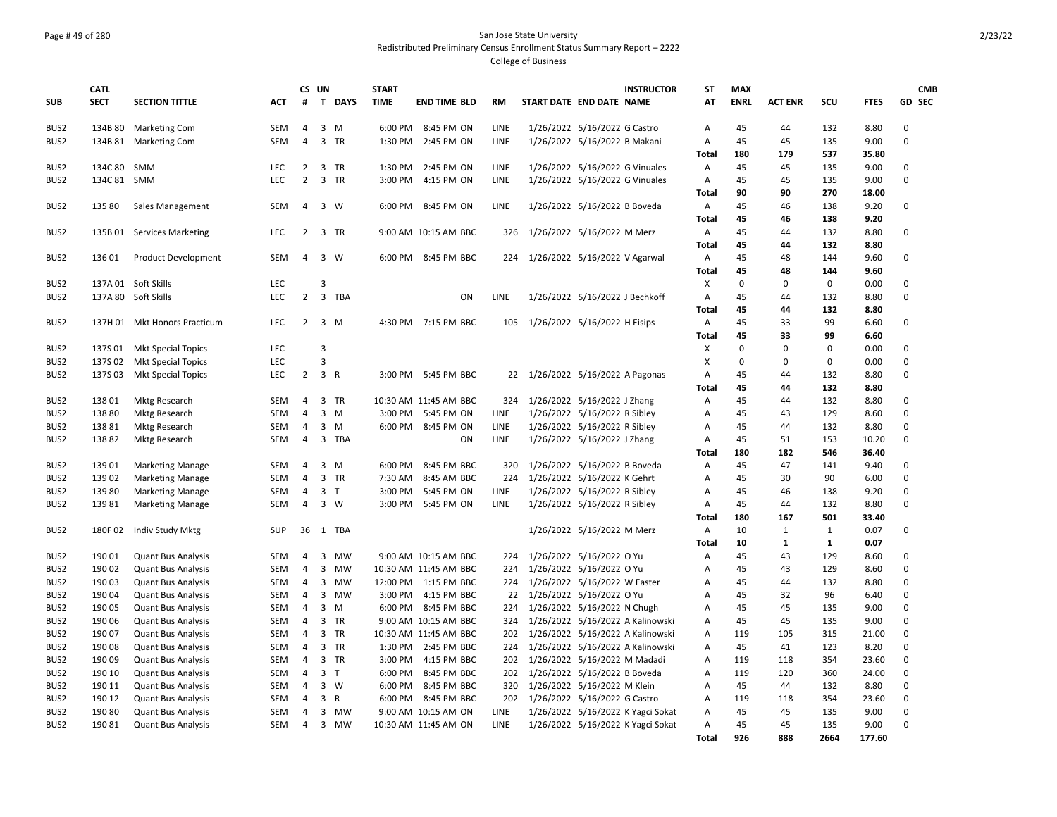San Jose State University

Redistributed Preliminary Census Enrollment Status Summary Report – 2222

College of Business

| SUB | CATL SECT | SECTION TITTLE | ACT | CS # | UN T | DAYS | START TIME | END TIME | BLD | RM | START DATE | END DATE | INSTRUCTOR NAME | ST AT | MAX ENRL | ACT ENR | SCU | FTES | GD | CMB SEC |
|---|---|---|---|---|---|---|---|---|---|---|---|---|---|---|---|---|---|---|---|---|
| BUS2 | 134B 80 | Marketing Com | SEM | 4 | 3 | M | 6:00 PM | 8:45 PM | ON | LINE | 1/26/2022 | 5/16/2022 | G Castro | A | 45 | 44 | 132 | 8.80 | 0 | |
| BUS2 | 134B 81 | Marketing Com | SEM | 4 | 3 | TR | 1:30 PM | 2:45 PM | ON | LINE | 1/26/2022 | 5/16/2022 | B Makani | A | 45 | 45 | 135 | 9.00 | 0 | |
| | | | | | | | | | | | | | | **Total** | **180** | **179** | **537** | **35.80** | | |
| BUS2 | 134C 80 | SMM | LEC | 2 | 3 | TR | 1:30 PM | 2:45 PM | ON | LINE | 1/26/2022 | 5/16/2022 | G Vinuales | A | 45 | 45 | 135 | 9.00 | 0 | |
| BUS2 | 134C 81 | SMM | LEC | 2 | 3 | TR | 3:00 PM | 4:15 PM | ON | LINE | 1/26/2022 | 5/16/2022 | G Vinuales | A | 45 | 45 | 135 | 9.00 | 0 | |
| | | | | | | | | | | | | | | **Total** | **90** | **90** | **270** | **18.00** | | |
| BUS2 | 135 80 | Sales Management | SEM | 4 | 3 | W | 6:00 PM | 8:45 PM | ON | LINE | 1/26/2022 | 5/16/2022 | B Boveda | A | 45 | 46 | 138 | 9.20 | 0 | |
| | | | | | | | | | | | | | | **Total** | **45** | **46** | **138** | **9.20** | | |
| BUS2 | 135B 01 | Services Marketing | LEC | 2 | 3 | TR | 9:00 AM | 10:15 AM | BBC | 326 | 1/26/2022 | 5/16/2022 | M Merz | A | 45 | 44 | 132 | 8.80 | 0 | |
| | | | | | | | | | | | | | | **Total** | **45** | **44** | **132** | **8.80** | | |
| BUS2 | 136 01 | Product Development | SEM | 4 | 3 | W | 6:00 PM | 8:45 PM | BBC | 224 | 1/26/2022 | 5/16/2022 | V Agarwal | A | 45 | 48 | 144 | 9.60 | 0 | |
| | | | | | | | | | | | | | | **Total** | **45** | **48** | **144** | **9.60** | | |
| BUS2 | 137A 01 | Soft Skills | LEC | | 3 | | | | | | | | | X | 0 | 0 | 0 | 0.00 | 0 | |
| BUS2 | 137A 80 | Soft Skills | LEC | 2 | 3 | TBA | | | ON | LINE | 1/26/2022 | 5/16/2022 | J Bechkoff | A | 45 | 44 | 132 | 8.80 | 0 | |
| | | | | | | | | | | | | | | **Total** | **45** | **44** | **132** | **8.80** | | |
| BUS2 | 137H 01 | Mkt Honors Practicum | LEC | 2 | 3 | M | 4:30 PM | 7:15 PM | BBC | 105 | 1/26/2022 | 5/16/2022 | H Eisips | A | 45 | 33 | 99 | 6.60 | 0 | |
| | | | | | | | | | | | | | | **Total** | **45** | **33** | **99** | **6.60** | | |
| BUS2 | 137S 01 | Mkt Special Topics | LEC | | 3 | | | | | | | | | X | 0 | 0 | 0 | 0.00 | 0 | |
| BUS2 | 137S 02 | Mkt Special Topics | LEC | | 3 | | | | | | | | | X | 0 | 0 | 0 | 0.00 | 0 | |
| BUS2 | 137S 03 | Mkt Special Topics | LEC | 2 | 3 | R | 3:00 PM | 5:45 PM | BBC | 22 | 1/26/2022 | 5/16/2022 | A Pagonas | A | 45 | 44 | 132 | 8.80 | 0 | |
| | | | | | | | | | | | | | | **Total** | **45** | **44** | **132** | **8.80** | | |
| BUS2 | 138 01 | Mktg Research | SEM | 4 | 3 | TR | 10:30 AM | 11:45 AM | BBC | 324 | 1/26/2022 | 5/16/2022 | J Zhang | A | 45 | 44 | 132 | 8.80 | 0 | |
| BUS2 | 138 80 | Mktg Research | SEM | 4 | 3 | M | 3:00 PM | 5:45 PM | ON | LINE | 1/26/2022 | 5/16/2022 | R Sibley | A | 45 | 43 | 129 | 8.60 | 0 | |
| BUS2 | 138 81 | Mktg Research | SEM | 4 | 3 | M | 6:00 PM | 8:45 PM | ON | LINE | 1/26/2022 | 5/16/2022 | R Sibley | A | 45 | 44 | 132 | 8.80 | 0 | |
| BUS2 | 138 82 | Mktg Research | SEM | 4 | 3 | TBA | | | ON | LINE | 1/26/2022 | 5/16/2022 | J Zhang | A | 45 | 51 | 153 | 10.20 | 0 | |
| | | | | | | | | | | | | | | **Total** | **180** | **182** | **546** | **36.40** | | |
| BUS2 | 139 01 | Marketing Manage | SEM | 4 | 3 | M | 6:00 PM | 8:45 PM | BBC | 320 | 1/26/2022 | 5/16/2022 | B Boveda | A | 45 | 47 | 141 | 9.40 | 0 | |
| BUS2 | 139 02 | Marketing Manage | SEM | 4 | 3 | TR | 7:30 AM | 8:45 AM | BBC | 224 | 1/26/2022 | 5/16/2022 | K Gehrt | A | 45 | 30 | 90 | 6.00 | 0 | |
| BUS2 | 139 80 | Marketing Manage | SEM | 4 | 3 | T | 3:00 PM | 5:45 PM | ON | LINE | 1/26/2022 | 5/16/2022 | R Sibley | A | 45 | 46 | 138 | 9.20 | 0 | |
| BUS2 | 139 81 | Marketing Manage | SEM | 4 | 3 | W | 3:00 PM | 5:45 PM | ON | LINE | 1/26/2022 | 5/16/2022 | R Sibley | A | 45 | 44 | 132 | 8.80 | 0 | |
| | | | | | | | | | | | | | | **Total** | **180** | **167** | **501** | **33.40** | | |
| BUS2 | 180F 02 | Indiv Study Mktg | SUP | 36 | 1 | TBA | | | | | 1/26/2022 | 5/16/2022 | M Merz | A | 10 | 1 | 1 | 0.07 | 0 | |
| | | | | | | | | | | | | | | **Total** | **10** | **1** | **1** | **0.07** | | |
| BUS2 | 190 01 | Quant Bus Analysis | SEM | 4 | 3 | MW | 9:00 AM | 10:15 AM | BBC | 224 | 1/26/2022 | 5/16/2022 | O Yu | A | 45 | 43 | 129 | 8.60 | 0 | |
| BUS2 | 190 02 | Quant Bus Analysis | SEM | 4 | 3 | MW | 10:30 AM | 11:45 AM | BBC | 224 | 1/26/2022 | 5/16/2022 | O Yu | A | 45 | 43 | 129 | 8.60 | 0 | |
| BUS2 | 190 03 | Quant Bus Analysis | SEM | 4 | 3 | MW | 12:00 PM | 1:15 PM | BBC | 224 | 1/26/2022 | 5/16/2022 | W Easter | A | 45 | 44 | 132 | 8.80 | 0 | |
| BUS2 | 190 04 | Quant Bus Analysis | SEM | 4 | 3 | MW | 3:00 PM | 4:15 PM | BBC | 22 | 1/26/2022 | 5/16/2022 | O Yu | A | 45 | 32 | 96 | 6.40 | 0 | |
| BUS2 | 190 05 | Quant Bus Analysis | SEM | 4 | 3 | M | 6:00 PM | 8:45 PM | BBC | 224 | 1/26/2022 | 5/16/2022 | N Chugh | A | 45 | 45 | 135 | 9.00 | 0 | |
| BUS2 | 190 06 | Quant Bus Analysis | SEM | 4 | 3 | TR | 9:00 AM | 10:15 AM | BBC | 324 | 1/26/2022 | 5/16/2022 | A Kalinowski | A | 45 | 45 | 135 | 9.00 | 0 | |
| BUS2 | 190 07 | Quant Bus Analysis | SEM | 4 | 3 | TR | 10:30 AM | 11:45 AM | BBC | 202 | 1/26/2022 | 5/16/2022 | A Kalinowski | A | 119 | 105 | 315 | 21.00 | 0 | |
| BUS2 | 190 08 | Quant Bus Analysis | SEM | 4 | 3 | TR | 1:30 PM | 2:45 PM | BBC | 224 | 1/26/2022 | 5/16/2022 | A Kalinowski | A | 45 | 41 | 123 | 8.20 | 0 | |
| BUS2 | 190 09 | Quant Bus Analysis | SEM | 4 | 3 | TR | 3:00 PM | 4:15 PM | BBC | 202 | 1/26/2022 | 5/16/2022 | M Madadi | A | 119 | 118 | 354 | 23.60 | 0 | |
| BUS2 | 190 10 | Quant Bus Analysis | SEM | 4 | 3 | T | 6:00 PM | 8:45 PM | BBC | 202 | 1/26/2022 | 5/16/2022 | B Boveda | A | 119 | 120 | 360 | 24.00 | 0 | |
| BUS2 | 190 11 | Quant Bus Analysis | SEM | 4 | 3 | W | 6:00 PM | 8:45 PM | BBC | 320 | 1/26/2022 | 5/16/2022 | M Klein | A | 45 | 44 | 132 | 8.80 | 0 | |
| BUS2 | 190 12 | Quant Bus Analysis | SEM | 4 | 3 | R | 6:00 PM | 8:45 PM | BBC | 202 | 1/26/2022 | 5/16/2022 | G Castro | A | 119 | 118 | 354 | 23.60 | 0 | |
| BUS2 | 190 80 | Quant Bus Analysis | SEM | 4 | 3 | MW | 9:00 AM | 10:15 AM | ON | LINE | 1/26/2022 | 5/16/2022 | K Yagci Sokat | A | 45 | 45 | 135 | 9.00 | 0 | |
| BUS2 | 190 81 | Quant Bus Analysis | SEM | 4 | 3 | MW | 10:30 AM | 11:45 AM | ON | LINE | 1/26/2022 | 5/16/2022 | K Yagci Sokat | A | 45 | 45 | 135 | 9.00 | 0 | |
| | | | | | | | | | | | | | | **Total** | **926** | **888** | **2664** | **177.60** | | |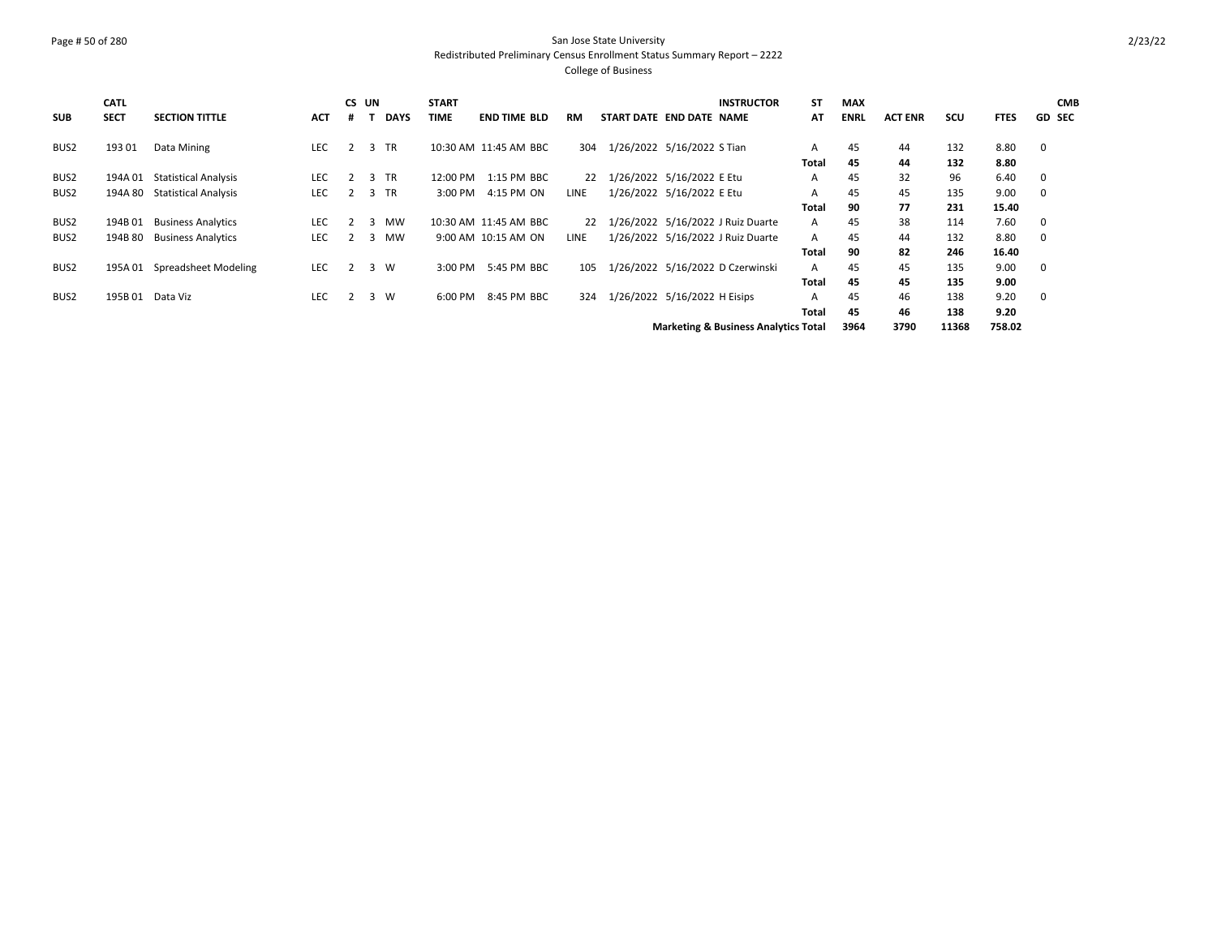San Jose State University
Redistributed Preliminary Census Enrollment Status Summary Report – 2222
College of Business

| SUB | CATL SECT | SECTION TITTLE | ACT | CS # | UN T | DAYS | START TIME | END TIME | BLD | RM | START DATE | END DATE | INSTRUCTOR NAME | ST AT | MAX ENRL | ACT ENR | SCU | FTES | GD | CMB SEC |
|---|---|---|---|---|---|---|---|---|---|---|---|---|---|---|---|---|---|---|---|---|
| BUS2 | 193 01 | Data Mining | LEC | 2 | 3 | TR | 10:30 AM | 11:45 AM | BBC | 304 | 1/26/2022 | 5/16/2022 | S Tian | A | 45 | 44 | 132 | 8.80 | 0 | |
| | | | | | | | | | | | | | | **Total** | **45** | **44** | **132** | **8.80** | | |
| BUS2 | 194A 01 | Statistical Analysis | LEC | 2 | 3 | TR | 12:00 PM | 1:15 PM | BBC | 22 | 1/26/2022 | 5/16/2022 | E Etu | A | 45 | 32 | 96 | 6.40 | 0 | |
| BUS2 | 194A 80 | Statistical Analysis | LEC | 2 | 3 | TR | 3:00 PM | 4:15 PM | ON | LINE | 1/26/2022 | 5/16/2022 | E Etu | A | 45 | 45 | 135 | 9.00 | 0 | |
| | | | | | | | | | | | | | | **Total** | **90** | **77** | **231** | **15.40** | | |
| BUS2 | 194B 01 | Business Analytics | LEC | 2 | 3 | MW | 10:30 AM | 11:45 AM | BBC | 22 | 1/26/2022 | 5/16/2022 | J Ruiz Duarte | A | 45 | 38 | 114 | 7.60 | 0 | |
| BUS2 | 194B 80 | Business Analytics | LEC | 2 | 3 | MW | 9:00 AM | 10:15 AM | ON | LINE | 1/26/2022 | 5/16/2022 | J Ruiz Duarte | A | 45 | 44 | 132 | 8.80 | 0 | |
| | | | | | | | | | | | | | | **Total** | **90** | **82** | **246** | **16.40** | | |
| BUS2 | 195A 01 | Spreadsheet Modeling | LEC | 2 | 3 | W | 3:00 PM | 5:45 PM | BBC | 105 | 1/26/2022 | 5/16/2022 | D Czerwinski | A | 45 | 45 | 135 | 9.00 | 0 | |
| | | | | | | | | | | | | | | **Total** | **45** | **45** | **135** | **9.00** | | |
| BUS2 | 195B 01 | Data Viz | LEC | 2 | 3 | W | 6:00 PM | 8:45 PM | BBC | 324 | 1/26/2022 | 5/16/2022 | H Eisips | A | 45 | 46 | 138 | 9.20 | 0 | |
| | | | | | | | | | | | | | | **Total** | **45** | **46** | **138** | **9.20** | | |
| | | | | | | | | | | | | | **Marketing & Business Analytics Total** | | **3964** | **3790** | **11368** | **758.02** | | |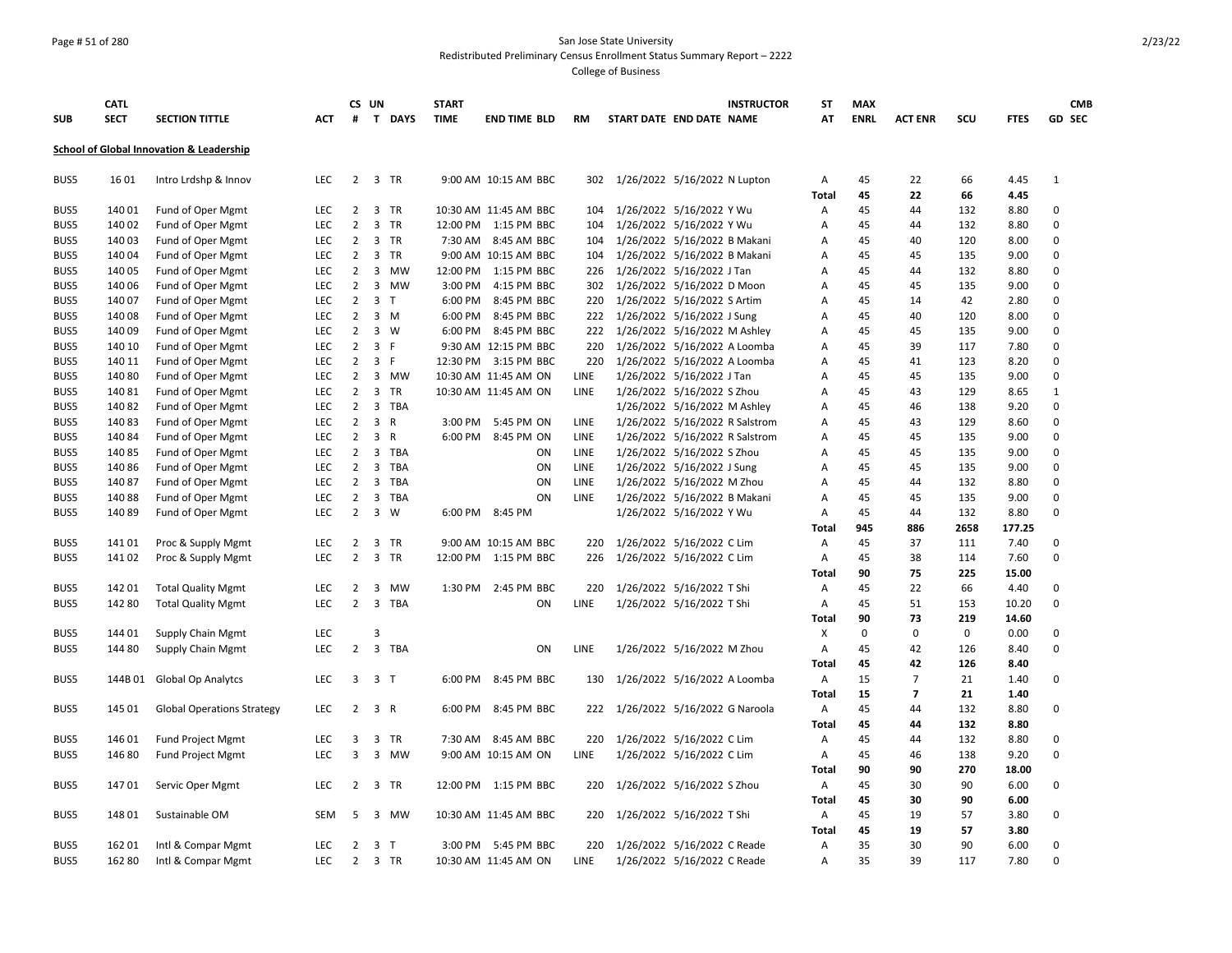San Jose State University

Redistributed Preliminary Census Enrollment Status Summary Report – 2222

College of Business

| SUB | CATL SECT | SECTION TITTLE | ACT | CS # | UN T | DAYS | START TIME | END TIME | BLD | RM | START DATE | END DATE | INSTRUCTOR NAME | ST AT | MAX ENRL | ACT ENR | SCU | FTES | GD | CMB SEC |
|---|---|---|---|---|---|---|---|---|---|---|---|---|---|---|---|---|---|---|---|---|
| **School of Global Innovation & Leadership** | | | | | | | | | | | | | | | | | | | | |
| BUS5 | 16 01 | Intro Lrdshp & Innov | LEC | 2 | 3 | TR | 9:00 AM | 10:15 AM | BBC | 302 | 1/26/2022 | 5/16/2022 | N Lupton | A | 45 | 22 | 66 | 4.45 | 1 | |
| | | | | | | | | | | | | | | Total | 45 | 22 | 66 | 4.45 | | |
| BUS5 | 140 01 | Fund of Oper Mgmt | LEC | 2 | 3 | TR | 10:30 AM | 11:45 AM | BBC | 104 | 1/26/2022 | 5/16/2022 | Y Wu | A | 45 | 44 | 132 | 8.80 | 0 | |
| BUS5 | 140 02 | Fund of Oper Mgmt | LEC | 2 | 3 | TR | 12:00 PM | 1:15 PM | BBC | 104 | 1/26/2022 | 5/16/2022 | Y Wu | A | 45 | 44 | 132 | 8.80 | 0 | |
| BUS5 | 140 03 | Fund of Oper Mgmt | LEC | 2 | 3 | TR | 7:30 AM | 8:45 AM | BBC | 104 | 1/26/2022 | 5/16/2022 | B Makani | A | 45 | 40 | 120 | 8.00 | 0 | |
| BUS5 | 140 04 | Fund of Oper Mgmt | LEC | 2 | 3 | TR | 9:00 AM | 10:15 AM | BBC | 104 | 1/26/2022 | 5/16/2022 | B Makani | A | 45 | 45 | 135 | 9.00 | 0 | |
| BUS5 | 140 05 | Fund of Oper Mgmt | LEC | 2 | 3 | MW | 12:00 PM | 1:15 PM | BBC | 226 | 1/26/2022 | 5/16/2022 | J Tan | A | 45 | 44 | 132 | 8.80 | 0 | |
| BUS5 | 140 06 | Fund of Oper Mgmt | LEC | 2 | 3 | MW | 3:00 PM | 4:15 PM | BBC | 302 | 1/26/2022 | 5/16/2022 | D Moon | A | 45 | 45 | 135 | 9.00 | 0 | |
| BUS5 | 140 07 | Fund of Oper Mgmt | LEC | 2 | 3 | T | 6:00 PM | 8:45 PM | BBC | 220 | 1/26/2022 | 5/16/2022 | S Artim | A | 45 | 14 | 42 | 2.80 | 0 | |
| BUS5 | 140 08 | Fund of Oper Mgmt | LEC | 2 | 3 | M | 6:00 PM | 8:45 PM | BBC | 222 | 1/26/2022 | 5/16/2022 | J Sung | A | 45 | 40 | 120 | 8.00 | 0 | |
| BUS5 | 140 09 | Fund of Oper Mgmt | LEC | 2 | 3 | W | 6:00 PM | 8:45 PM | BBC | 222 | 1/26/2022 | 5/16/2022 | M Ashley | A | 45 | 45 | 135 | 9.00 | 0 | |
| BUS5 | 140 10 | Fund of Oper Mgmt | LEC | 2 | 3 | F | 9:30 AM | 12:15 PM | BBC | 220 | 1/26/2022 | 5/16/2022 | A Loomba | A | 45 | 39 | 117 | 7.80 | 0 | |
| BUS5 | 140 11 | Fund of Oper Mgmt | LEC | 2 | 3 | F | 12:30 PM | 3:15 PM | BBC | 220 | 1/26/2022 | 5/16/2022 | A Loomba | A | 45 | 41 | 123 | 8.20 | 0 | |
| BUS5 | 140 80 | Fund of Oper Mgmt | LEC | 2 | 3 | MW | 10:30 AM | 11:45 AM | ON | LINE | 1/26/2022 | 5/16/2022 | J Tan | A | 45 | 45 | 135 | 9.00 | 0 | |
| BUS5 | 140 81 | Fund of Oper Mgmt | LEC | 2 | 3 | TR | 10:30 AM | 11:45 AM | ON | LINE | 1/26/2022 | 5/16/2022 | S Zhou | A | 45 | 43 | 129 | 8.65 | 1 | |
| BUS5 | 140 82 | Fund of Oper Mgmt | LEC | 2 | 3 | TBA | | | | | 1/26/2022 | 5/16/2022 | M Ashley | A | 45 | 46 | 138 | 9.20 | 0 | |
| BUS5 | 140 83 | Fund of Oper Mgmt | LEC | 2 | 3 | R | 3:00 PM | 5:45 PM | ON | LINE | 1/26/2022 | 5/16/2022 | R Salstrom | A | 45 | 43 | 129 | 8.60 | 0 | |
| BUS5 | 140 84 | Fund of Oper Mgmt | LEC | 2 | 3 | R | 6:00 PM | 8:45 PM | ON | LINE | 1/26/2022 | 5/16/2022 | R Salstrom | A | 45 | 45 | 135 | 9.00 | 0 | |
| BUS5 | 140 85 | Fund of Oper Mgmt | LEC | 2 | 3 | TBA | | | ON | LINE | 1/26/2022 | 5/16/2022 | S Zhou | A | 45 | 45 | 135 | 9.00 | 0 | |
| BUS5 | 140 86 | Fund of Oper Mgmt | LEC | 2 | 3 | TBA | | | ON | LINE | 1/26/2022 | 5/16/2022 | J Sung | A | 45 | 45 | 135 | 9.00 | 0 | |
| BUS5 | 140 87 | Fund of Oper Mgmt | LEC | 2 | 3 | TBA | | | ON | LINE | 1/26/2022 | 5/16/2022 | M Zhou | A | 45 | 44 | 132 | 8.80 | 0 | |
| BUS5 | 140 88 | Fund of Oper Mgmt | LEC | 2 | 3 | TBA | | | ON | LINE | 1/26/2022 | 5/16/2022 | B Makani | A | 45 | 45 | 135 | 9.00 | 0 | |
| BUS5 | 140 89 | Fund of Oper Mgmt | LEC | 2 | 3 | W | 6:00 PM | 8:45 PM | | | 1/26/2022 | 5/16/2022 | Y Wu | A | 45 | 44 | 132 | 8.80 | 0 | |
| | | | | | | | | | | | | | | Total | 945 | 886 | 2658 | 177.25 | | |
| BUS5 | 141 01 | Proc & Supply Mgmt | LEC | 2 | 3 | TR | 9:00 AM | 10:15 AM | BBC | 220 | 1/26/2022 | 5/16/2022 | C Lim | A | 45 | 37 | 111 | 7.40 | 0 | |
| BUS5 | 141 02 | Proc & Supply Mgmt | LEC | 2 | 3 | TR | 12:00 PM | 1:15 PM | BBC | 226 | 1/26/2022 | 5/16/2022 | C Lim | A | 45 | 38 | 114 | 7.60 | 0 | |
| | | | | | | | | | | | | | | Total | 90 | 75 | 225 | 15.00 | | |
| BUS5 | 142 01 | Total Quality Mgmt | LEC | 2 | 3 | MW | 1:30 PM | 2:45 PM | BBC | 220 | 1/26/2022 | 5/16/2022 | T Shi | A | 45 | 22 | 66 | 4.40 | 0 | |
| BUS5 | 142 80 | Total Quality Mgmt | LEC | 2 | 3 | TBA | | | ON | LINE | 1/26/2022 | 5/16/2022 | T Shi | A | 45 | 51 | 153 | 10.20 | 0 | |
| | | | | | | | | | | | | | | Total | 90 | 73 | 219 | 14.60 | | |
| BUS5 | 144 01 | Supply Chain Mgmt | LEC | | 3 | | | | | | | | | X | 0 | 0 | 0 | 0.00 | 0 | |
| BUS5 | 144 80 | Supply Chain Mgmt | LEC | 2 | 3 | TBA | | | ON | LINE | 1/26/2022 | 5/16/2022 | M Zhou | A | 45 | 42 | 126 | 8.40 | 0 | |
| | | | | | | | | | | | | | | Total | 45 | 42 | 126 | 8.40 | | |
| BUS5 | 144B 01 | Global Op Analytcs | LEC | 3 | 3 | T | 6:00 PM | 8:45 PM | BBC | 130 | 1/26/2022 | 5/16/2022 | A Loomba | A | 15 | 7 | 21 | 1.40 | 0 | |
| | | | | | | | | | | | | | | Total | 15 | 7 | 21 | 1.40 | | |
| BUS5 | 145 01 | Global Operations Strategy | LEC | 2 | 3 | R | 6:00 PM | 8:45 PM | BBC | 222 | 1/26/2022 | 5/16/2022 | G Naroola | A | 45 | 44 | 132 | 8.80 | 0 | |
| | | | | | | | | | | | | | | Total | 45 | 44 | 132 | 8.80 | | |
| BUS5 | 146 01 | Fund Project Mgmt | LEC | 3 | 3 | TR | 7:30 AM | 8:45 AM | BBC | 220 | 1/26/2022 | 5/16/2022 | C Lim | A | 45 | 44 | 132 | 8.80 | 0 | |
| BUS5 | 146 80 | Fund Project Mgmt | LEC | 3 | 3 | MW | 9:00 AM | 10:15 AM | ON | LINE | 1/26/2022 | 5/16/2022 | C Lim | A | 45 | 46 | 138 | 9.20 | 0 | |
| | | | | | | | | | | | | | | Total | 90 | 90 | 270 | 18.00 | | |
| BUS5 | 147 01 | Servic Oper Mgmt | LEC | 2 | 3 | TR | 12:00 PM | 1:15 PM | BBC | 220 | 1/26/2022 | 5/16/2022 | S Zhou | A | 45 | 30 | 90 | 6.00 | 0 | |
| | | | | | | | | | | | | | | Total | 45 | 30 | 90 | 6.00 | | |
| BUS5 | 148 01 | Sustainable OM | SEM | 5 | 3 | MW | 10:30 AM | 11:45 AM | BBC | 220 | 1/26/2022 | 5/16/2022 | T Shi | A | 45 | 19 | 57 | 3.80 | 0 | |
| | | | | | | | | | | | | | | Total | 45 | 19 | 57 | 3.80 | | |
| BUS5 | 162 01 | Intl & Compar Mgmt | LEC | 2 | 3 | T | 3:00 PM | 5:45 PM | BBC | 220 | 1/26/2022 | 5/16/2022 | C Reade | A | 35 | 30 | 90 | 6.00 | 0 | |
| BUS5 | 162 80 | Intl & Compar Mgmt | LEC | 2 | 3 | TR | 10:30 AM | 11:45 AM | ON | LINE | 1/26/2022 | 5/16/2022 | C Reade | A | 35 | 39 | 117 | 7.80 | 0 | |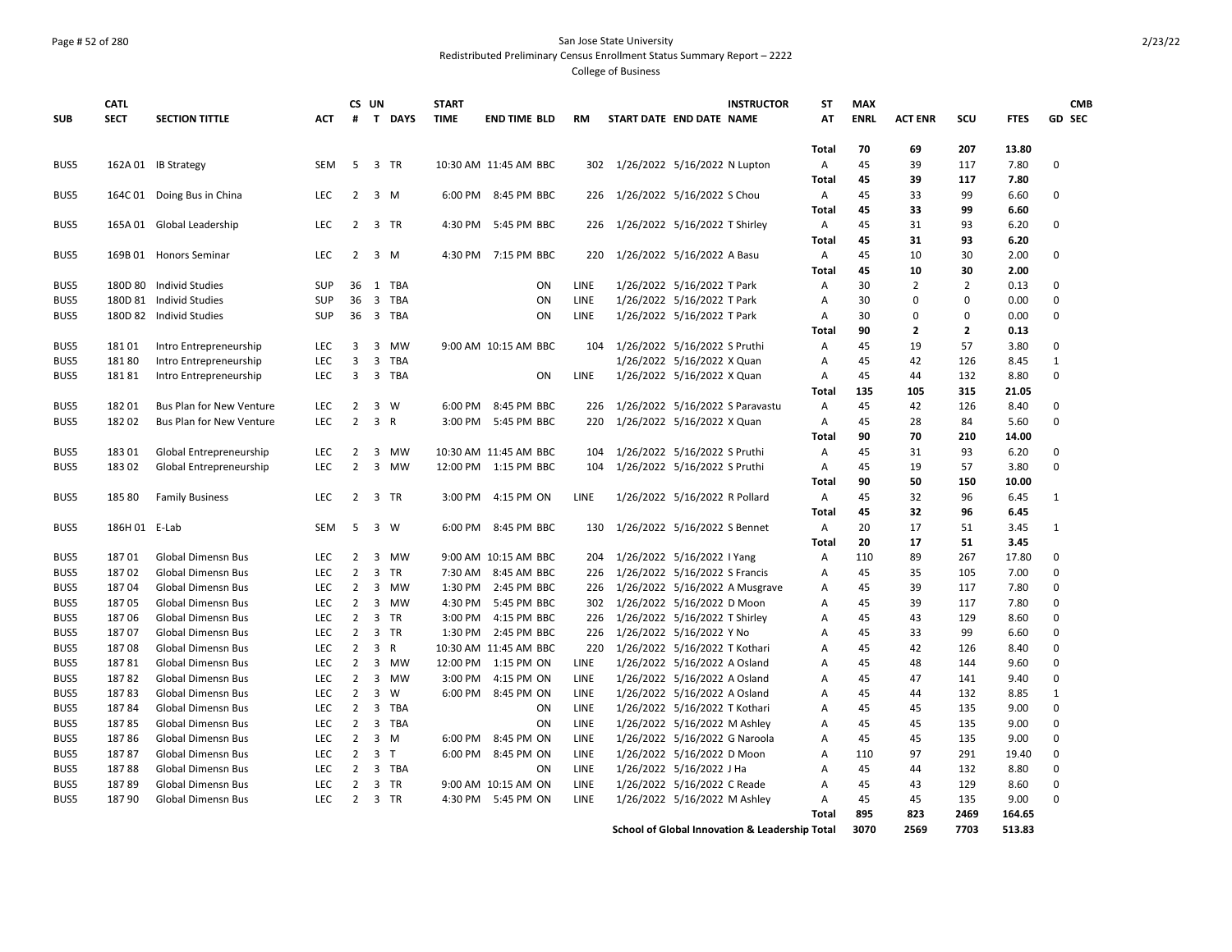San Jose State University
Redistributed Preliminary Census Enrollment Status Summary Report – 2222
College of Business

| SUB | CATL SECT | SECTION TITTLE | ACT | CS # | UN T | DAYS | START TIME | END TIME | BLD | RM | START DATE | END DATE | INSTRUCTOR NAME | ST AT | MAX ENRL | ACT ENR | SCU | FTES | GD | CMB SEC |
|---|---|---|---|---|---|---|---|---|---|---|---|---|---|---|---|---|---|---|---|---|
| | | | | | | | | | | | | | | Total | 70 | 69 | 207 | 13.80 | | |
| BUS5 | 162A 01 | IB Strategy | SEM | 5 | 3 | TR | 10:30 AM | 11:45 AM | BBC | 302 | 1/26/2022 | 5/16/2022 | N Lupton | A | 45 | 39 | 117 | 7.80 | 0 | |
| | | | | | | | | | | | | | | Total | 45 | 39 | 117 | 7.80 | | |
| BUS5 | 164C 01 | Doing Bus in China | LEC | 2 | 3 | M | 6:00 PM | 8:45 PM | BBC | 226 | 1/26/2022 | 5/16/2022 | S Chou | A | 45 | 33 | 99 | 6.60 | 0 | |
| | | | | | | | | | | | | | | Total | 45 | 33 | 99 | 6.60 | | |
| BUS5 | 165A 01 | Global Leadership | LEC | 2 | 3 | TR | 4:30 PM | 5:45 PM | BBC | 226 | 1/26/2022 | 5/16/2022 | T Shirley | A | 45 | 31 | 93 | 6.20 | 0 | |
| | | | | | | | | | | | | | | Total | 45 | 31 | 93 | 6.20 | | |
| BUS5 | 169B 01 | Honors Seminar | LEC | 2 | 3 | M | 4:30 PM | 7:15 PM | BBC | 220 | 1/26/2022 | 5/16/2022 | A Basu | A | 45 | 10 | 30 | 2.00 | 0 | |
| | | | | | | | | | | | | | | Total | 45 | 10 | 30 | 2.00 | | |
| BUS5 | 180D 80 | Individ Studies | SUP | 36 | 1 | TBA | | | ON | LINE | 1/26/2022 | 5/16/2022 | T Park | A | 30 | 2 | 2 | 0.13 | 0 | |
| BUS5 | 180D 81 | Individ Studies | SUP | 36 | 3 | TBA | | | ON | LINE | 1/26/2022 | 5/16/2022 | T Park | A | 30 | 0 | 0 | 0.00 | 0 | |
| BUS5 | 180D 82 | Individ Studies | SUP | 36 | 3 | TBA | | | ON | LINE | 1/26/2022 | 5/16/2022 | T Park | A | 30 | 0 | 0 | 0.00 | 0 | |
| | | | | | | | | | | | | | | Total | 90 | 2 | 2 | 0.13 | | |
| BUS5 | 181 01 | Intro Entrepreneurship | LEC | 3 | 3 | MW | 9:00 AM | 10:15 AM | BBC | 104 | 1/26/2022 | 5/16/2022 | S Pruthi | A | 45 | 19 | 57 | 3.80 | 0 | |
| BUS5 | 181 80 | Intro Entrepreneurship | LEC | 3 | 3 | TBA | | | | | 1/26/2022 | 5/16/2022 | X Quan | A | 45 | 42 | 126 | 8.45 | 1 | |
| BUS5 | 181 81 | Intro Entrepreneurship | LEC | 3 | 3 | TBA | | | ON | LINE | 1/26/2022 | 5/16/2022 | X Quan | A | 45 | 44 | 132 | 8.80 | 0 | |
| | | | | | | | | | | | | | | Total | 135 | 105 | 315 | 21.05 | | |
| BUS5 | 182 01 | Bus Plan for New Venture | LEC | 2 | 3 | W | 6:00 PM | 8:45 PM | BBC | 226 | 1/26/2022 | 5/16/2022 | S Paravastu | A | 45 | 42 | 126 | 8.40 | 0 | |
| BUS5 | 182 02 | Bus Plan for New Venture | LEC | 2 | 3 | R | 3:00 PM | 5:45 PM | BBC | 220 | 1/26/2022 | 5/16/2022 | X Quan | A | 45 | 28 | 84 | 5.60 | 0 | |
| | | | | | | | | | | | | | | Total | 90 | 70 | 210 | 14.00 | | |
| BUS5 | 183 01 | Global Entrepreneurship | LEC | 2 | 3 | MW | 10:30 AM | 11:45 AM | BBC | 104 | 1/26/2022 | 5/16/2022 | S Pruthi | A | 45 | 31 | 93 | 6.20 | 0 | |
| BUS5 | 183 02 | Global Entrepreneurship | LEC | 2 | 3 | MW | 12:00 PM | 1:15 PM | BBC | 104 | 1/26/2022 | 5/16/2022 | S Pruthi | A | 45 | 19 | 57 | 3.80 | 0 | |
| | | | | | | | | | | | | | | Total | 90 | 50 | 150 | 10.00 | | |
| BUS5 | 185 80 | Family Business | LEC | 2 | 3 | TR | 3:00 PM | 4:15 PM | ON | LINE | 1/26/2022 | 5/16/2022 | R Pollard | A | 45 | 32 | 96 | 6.45 | 1 | |
| | | | | | | | | | | | | | | Total | 45 | 32 | 96 | 6.45 | | |
| BUS5 | 186H 01 | E-Lab | SEM | 5 | 3 | W | 6:00 PM | 8:45 PM | BBC | 130 | 1/26/2022 | 5/16/2022 | S Bennet | A | 20 | 17 | 51 | 3.45 | 1 | |
| | | | | | | | | | | | | | | Total | 20 | 17 | 51 | 3.45 | | |
| BUS5 | 187 01 | Global Dimensn Bus | LEC | 2 | 3 | MW | 9:00 AM | 10:15 AM | BBC | 204 | 1/26/2022 | 5/16/2022 | I Yang | A | 110 | 89 | 267 | 17.80 | 0 | |
| BUS5 | 187 02 | Global Dimensn Bus | LEC | 2 | 3 | TR | 7:30 AM | 8:45 AM | BBC | 226 | 1/26/2022 | 5/16/2022 | S Francis | A | 45 | 35 | 105 | 7.00 | 0 | |
| BUS5 | 187 04 | Global Dimensn Bus | LEC | 2 | 3 | MW | 1:30 PM | 2:45 PM | BBC | 226 | 1/26/2022 | 5/16/2022 | A Musgrave | A | 45 | 39 | 117 | 7.80 | 0 | |
| BUS5 | 187 05 | Global Dimensn Bus | LEC | 2 | 3 | MW | 4:30 PM | 5:45 PM | BBC | 302 | 1/26/2022 | 5/16/2022 | D Moon | A | 45 | 39 | 117 | 7.80 | 0 | |
| BUS5 | 187 06 | Global Dimensn Bus | LEC | 2 | 3 | TR | 3:00 PM | 4:15 PM | BBC | 226 | 1/26/2022 | 5/16/2022 | T Shirley | A | 45 | 43 | 129 | 8.60 | 0 | |
| BUS5 | 187 07 | Global Dimensn Bus | LEC | 2 | 3 | TR | 1:30 PM | 2:45 PM | BBC | 226 | 1/26/2022 | 5/16/2022 | Y No | A | 45 | 33 | 99 | 6.60 | 0 | |
| BUS5 | 187 08 | Global Dimensn Bus | LEC | 2 | 3 | R | 10:30 AM | 11:45 AM | BBC | 220 | 1/26/2022 | 5/16/2022 | T Kothari | A | 45 | 42 | 126 | 8.40 | 0 | |
| BUS5 | 187 81 | Global Dimensn Bus | LEC | 2 | 3 | MW | 12:00 PM | 1:15 PM | ON | LINE | 1/26/2022 | 5/16/2022 | A Osland | A | 45 | 48 | 144 | 9.60 | 0 | |
| BUS5 | 187 82 | Global Dimensn Bus | LEC | 2 | 3 | MW | 3:00 PM | 4:15 PM | ON | LINE | 1/26/2022 | 5/16/2022 | A Osland | A | 45 | 47 | 141 | 9.40 | 0 | |
| BUS5 | 187 83 | Global Dimensn Bus | LEC | 2 | 3 | W | 6:00 PM | 8:45 PM | ON | LINE | 1/26/2022 | 5/16/2022 | A Osland | A | 45 | 44 | 132 | 8.85 | 1 | |
| BUS5 | 187 84 | Global Dimensn Bus | LEC | 2 | 3 | TBA | | | ON | LINE | 1/26/2022 | 5/16/2022 | T Kothari | A | 45 | 45 | 135 | 9.00 | 0 | |
| BUS5 | 187 85 | Global Dimensn Bus | LEC | 2 | 3 | TBA | | | ON | LINE | 1/26/2022 | 5/16/2022 | M Ashley | A | 45 | 45 | 135 | 9.00 | 0 | |
| BUS5 | 187 86 | Global Dimensn Bus | LEC | 2 | 3 | M | 6:00 PM | 8:45 PM | ON | LINE | 1/26/2022 | 5/16/2022 | G Naroola | A | 45 | 45 | 135 | 9.00 | 0 | |
| BUS5 | 187 87 | Global Dimensn Bus | LEC | 2 | 3 | T | 6:00 PM | 8:45 PM | ON | LINE | 1/26/2022 | 5/16/2022 | D Moon | A | 110 | 97 | 291 | 19.40 | 0 | |
| BUS5 | 187 88 | Global Dimensn Bus | LEC | 2 | 3 | TBA | | | ON | LINE | 1/26/2022 | 5/16/2022 | J Ha | A | 45 | 44 | 132 | 8.80 | 0 | |
| BUS5 | 187 89 | Global Dimensn Bus | LEC | 2 | 3 | TR | 9:00 AM | 10:15 AM | ON | LINE | 1/26/2022 | 5/16/2022 | C Reade | A | 45 | 43 | 129 | 8.60 | 0 | |
| BUS5 | 187 90 | Global Dimensn Bus | LEC | 2 | 3 | TR | 4:30 PM | 5:45 PM | ON | LINE | 1/26/2022 | 5/16/2022 | M Ashley | A | 45 | 45 | 135 | 9.00 | 0 | |
| | | | | | | | | | | | | | | Total | 895 | 823 | 2469 | 164.65 | | |
| | | | | | | | | | | | | | School of Global Innovation & Leadership Total | | 3070 | 2569 | 7703 | 513.83 | | |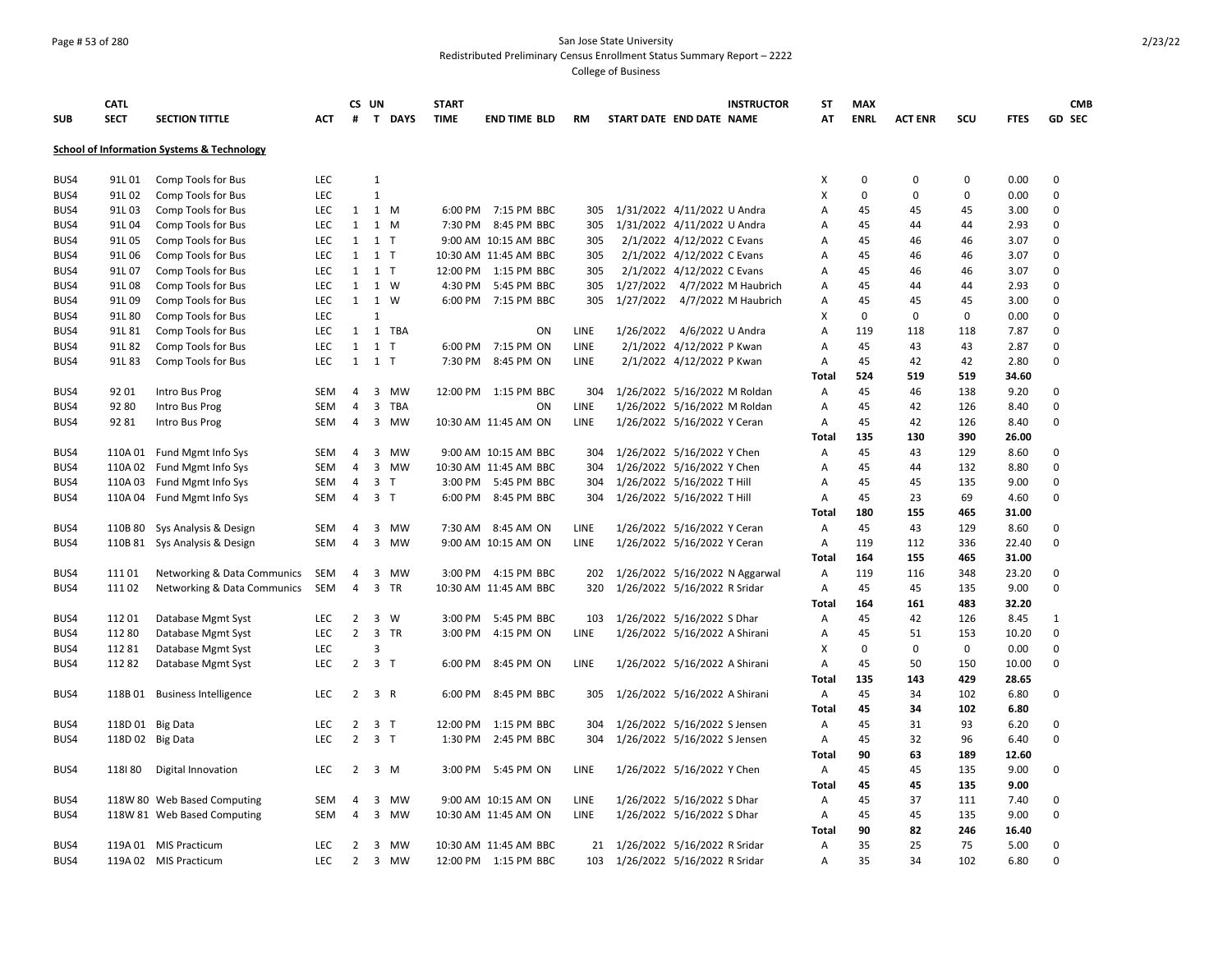San Jose State University
Redistributed Preliminary Census Enrollment Status Summary Report – 2222
College of Business

| SUB | CATL SECT | SECTION TITTLE | ACT | CS # | UN T | DAYS | START TIME | END TIME | BLD | RM | START DATE | END DATE | INSTRUCTOR NAME | ST AT | MAX ENRL | ACT ENR | SCU | FTES | GD | CMB SEC |
|---|---|---|---|---|---|---|---|---|---|---|---|---|---|---|---|---|---|---|---|---|
| **School of Information Systems & Technology** | | | | | | | | | | | | | | | | | | | | |
| BUS4 | 91L 01 | Comp Tools for Bus | LEC | | 1 | | | | | | | | | X | 0 | 0 | 0 | 0.00 | 0 | |
| BUS4 | 91L 02 | Comp Tools for Bus | LEC | | 1 | | | | | | | | | X | 0 | 0 | 0 | 0.00 | 0 | |
| BUS4 | 91L 03 | Comp Tools for Bus | LEC | 1 | 1 | M | 6:00 PM | 7:15 PM | BBC | 305 | 1/31/2022 | 4/11/2022 | U Andra | A | 45 | 45 | 45 | 3.00 | 0 | |
| BUS4 | 91L 04 | Comp Tools for Bus | LEC | 1 | 1 | M | 7:30 PM | 8:45 PM | BBC | 305 | 1/31/2022 | 4/11/2022 | U Andra | A | 45 | 44 | 44 | 2.93 | 0 | |
| BUS4 | 91L 05 | Comp Tools for Bus | LEC | 1 | 1 | T | 9:00 AM | 10:15 AM | BBC | 305 | 2/1/2022 | 4/12/2022 | C Evans | A | 45 | 46 | 46 | 3.07 | 0 | |
| BUS4 | 91L 06 | Comp Tools for Bus | LEC | 1 | 1 | T | 10:30 AM | 11:45 AM | BBC | 305 | 2/1/2022 | 4/12/2022 | C Evans | A | 45 | 46 | 46 | 3.07 | 0 | |
| BUS4 | 91L 07 | Comp Tools for Bus | LEC | 1 | 1 | T | 12:00 PM | 1:15 PM | BBC | 305 | 2/1/2022 | 4/12/2022 | C Evans | A | 45 | 46 | 46 | 3.07 | 0 | |
| BUS4 | 91L 08 | Comp Tools for Bus | LEC | 1 | 1 | W | 4:30 PM | 5:45 PM | BBC | 305 | 1/27/2022 | 4/7/2022 | M Haubrich | A | 45 | 44 | 44 | 2.93 | 0 | |
| BUS4 | 91L 09 | Comp Tools for Bus | LEC | 1 | 1 | W | 6:00 PM | 7:15 PM | BBC | 305 | 1/27/2022 | 4/7/2022 | M Haubrich | A | 45 | 45 | 45 | 3.00 | 0 | |
| BUS4 | 91L 80 | Comp Tools for Bus | LEC | | 1 | | | | | | | | | X | 0 | 0 | 0 | 0.00 | 0 | |
| BUS4 | 91L 81 | Comp Tools for Bus | LEC | 1 | 1 | TBA | | | ON | LINE | 1/26/2022 | 4/6/2022 | U Andra | A | 119 | 118 | 118 | 7.87 | 0 | |
| BUS4 | 91L 82 | Comp Tools for Bus | LEC | 1 | 1 | T | 6:00 PM | 7:15 PM | ON | LINE | 2/1/2022 | 4/12/2022 | P Kwan | A | 45 | 43 | 43 | 2.87 | 0 | |
| BUS4 | 91L 83 | Comp Tools for Bus | LEC | 1 | 1 | T | 7:30 PM | 8:45 PM | ON | LINE | 2/1/2022 | 4/12/2022 | P Kwan | A | 45 | 42 | 42 | 2.80 | 0 | |
| | | | | | | | | | | | | | | **Total** | **524** | **519** | **519** | **34.60** | | |
| BUS4 | 92 01 | Intro Bus Prog | SEM | 4 | 3 | MW | 12:00 PM | 1:15 PM | BBC | 304 | 1/26/2022 | 5/16/2022 | M Roldan | A | 45 | 46 | 138 | 9.20 | 0 | |
| BUS4 | 92 80 | Intro Bus Prog | SEM | 4 | 3 | TBA | | | ON | LINE | 1/26/2022 | 5/16/2022 | M Roldan | A | 45 | 42 | 126 | 8.40 | 0 | |
| BUS4 | 92 81 | Intro Bus Prog | SEM | 4 | 3 | MW | 10:30 AM | 11:45 AM | ON | LINE | 1/26/2022 | 5/16/2022 | Y Ceran | A | 45 | 42 | 126 | 8.40 | 0 | |
| | | | | | | | | | | | | | | **Total** | **135** | **130** | **390** | **26.00** | | |
| BUS4 | 110A 01 | Fund Mgmt Info Sys | SEM | 4 | 3 | MW | 9:00 AM | 10:15 AM | BBC | 304 | 1/26/2022 | 5/16/2022 | Y Chen | A | 45 | 43 | 129 | 8.60 | 0 | |
| BUS4 | 110A 02 | Fund Mgmt Info Sys | SEM | 4 | 3 | MW | 10:30 AM | 11:45 AM | BBC | 304 | 1/26/2022 | 5/16/2022 | Y Chen | A | 45 | 44 | 132 | 8.80 | 0 | |
| BUS4 | 110A 03 | Fund Mgmt Info Sys | SEM | 4 | 3 | T | 3:00 PM | 5:45 PM | BBC | 304 | 1/26/2022 | 5/16/2022 | T Hill | A | 45 | 45 | 135 | 9.00 | 0 | |
| BUS4 | 110A 04 | Fund Mgmt Info Sys | SEM | 4 | 3 | T | 6:00 PM | 8:45 PM | BBC | 304 | 1/26/2022 | 5/16/2022 | T Hill | A | 45 | 23 | 69 | 4.60 | 0 | |
| | | | | | | | | | | | | | | **Total** | **180** | **155** | **465** | **31.00** | | |
| BUS4 | 110B 80 | Sys Analysis & Design | SEM | 4 | 3 | MW | 7:30 AM | 8:45 AM | ON | LINE | 1/26/2022 | 5/16/2022 | Y Ceran | A | 45 | 43 | 129 | 8.60 | 0 | |
| BUS4 | 110B 81 | Sys Analysis & Design | SEM | 4 | 3 | MW | 9:00 AM | 10:15 AM | ON | LINE | 1/26/2022 | 5/16/2022 | Y Ceran | A | 119 | 112 | 336 | 22.40 | 0 | |
| | | | | | | | | | | | | | | **Total** | **164** | **155** | **465** | **31.00** | | |
| BUS4 | 111 01 | Networking & Data Communics | SEM | 4 | 3 | MW | 3:00 PM | 4:15 PM | BBC | 202 | 1/26/2022 | 5/16/2022 | N Aggarwal | A | 119 | 116 | 348 | 23.20 | 0 | |
| BUS4 | 111 02 | Networking & Data Communics | SEM | 4 | 3 | TR | 10:30 AM | 11:45 AM | BBC | 320 | 1/26/2022 | 5/16/2022 | R Sridar | A | 45 | 45 | 135 | 9.00 | 0 | |
| | | | | | | | | | | | | | | **Total** | **164** | **161** | **483** | **32.20** | | |
| BUS4 | 112 01 | Database Mgmt Syst | LEC | 2 | 3 | W | 3:00 PM | 5:45 PM | BBC | 103 | 1/26/2022 | 5/16/2022 | S Dhar | A | 45 | 42 | 126 | 8.45 | 1 | |
| BUS4 | 112 80 | Database Mgmt Syst | LEC | 2 | 3 | TR | 3:00 PM | 4:15 PM | ON | LINE | 1/26/2022 | 5/16/2022 | A Shirani | A | 45 | 51 | 153 | 10.20 | 0 | |
| BUS4 | 112 81 | Database Mgmt Syst | LEC | | 3 | | | | | | | | | X | 0 | 0 | 0 | 0.00 | 0 | |
| BUS4 | 112 82 | Database Mgmt Syst | LEC | 2 | 3 | T | 6:00 PM | 8:45 PM | ON | LINE | 1/26/2022 | 5/16/2022 | A Shirani | A | 45 | 50 | 150 | 10.00 | 0 | |
| | | | | | | | | | | | | | | **Total** | **135** | **143** | **429** | **28.65** | | |
| BUS4 | 118B 01 | Business Intelligence | LEC | 2 | 3 | R | 6:00 PM | 8:45 PM | BBC | 305 | 1/26/2022 | 5/16/2022 | A Shirani | A | 45 | 34 | 102 | 6.80 | 0 | |
| | | | | | | | | | | | | | | **Total** | **45** | **34** | **102** | **6.80** | | |
| BUS4 | 118D 01 | Big Data | LEC | 2 | 3 | T | 12:00 PM | 1:15 PM | BBC | 304 | 1/26/2022 | 5/16/2022 | S Jensen | A | 45 | 31 | 93 | 6.20 | 0 | |
| BUS4 | 118D 02 | Big Data | LEC | 2 | 3 | T | 1:30 PM | 2:45 PM | BBC | 304 | 1/26/2022 | 5/16/2022 | S Jensen | A | 45 | 32 | 96 | 6.40 | 0 | |
| | | | | | | | | | | | | | | **Total** | **90** | **63** | **189** | **12.60** | | |
| BUS4 | 118I 80 | Digital Innovation | LEC | 2 | 3 | M | 3:00 PM | 5:45 PM | ON | LINE | 1/26/2022 | 5/16/2022 | Y Chen | A | 45 | 45 | 135 | 9.00 | 0 | |
| | | | | | | | | | | | | | | **Total** | **45** | **45** | **135** | **9.00** | | |
| BUS4 | 118W 80 | Web Based Computing | SEM | 4 | 3 | MW | 9:00 AM | 10:15 AM | ON | LINE | 1/26/2022 | 5/16/2022 | S Dhar | A | 45 | 37 | 111 | 7.40 | 0 | |
| BUS4 | 118W 81 | Web Based Computing | SEM | 4 | 3 | MW | 10:30 AM | 11:45 AM | ON | LINE | 1/26/2022 | 5/16/2022 | S Dhar | A | 45 | 45 | 135 | 9.00 | 0 | |
| | | | | | | | | | | | | | | **Total** | **90** | **82** | **246** | **16.40** | | |
| BUS4 | 119A 01 | MIS Practicum | LEC | 2 | 3 | MW | 10:30 AM | 11:45 AM | BBC | 21 | 1/26/2022 | 5/16/2022 | R Sridar | A | 35 | 25 | 75 | 5.00 | 0 | |
| BUS4 | 119A 02 | MIS Practicum | LEC | 2 | 3 | MW | 12:00 PM | 1:15 PM | BBC | 103 | 1/26/2022 | 5/16/2022 | R Sridar | A | 35 | 34 | 102 | 6.80 | 0 | |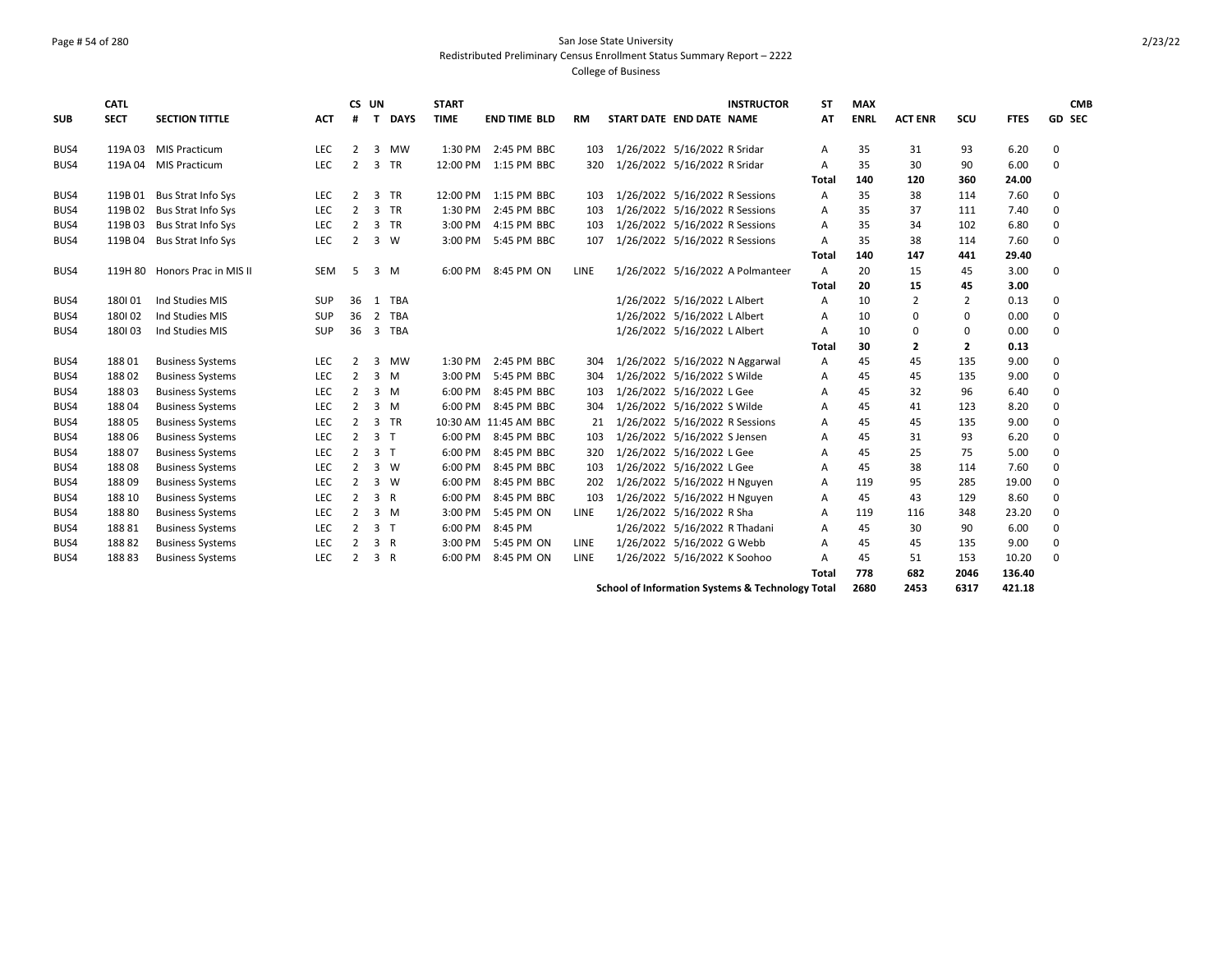# San Jose State University
## Redistributed Preliminary Census Enrollment Status Summary Report – 2222
### College of Business

| SUB | CATL SECT | SECTION TITTLE | ACT | CS # | UN T | DAYS | START TIME | END TIME | BLD | RM | START DATE | END DATE | INSTRUCTOR NAME | ST AT | MAX ENRL | ACT ENR | SCU | FTES | GD | CMB SEC |
|---|---|---|---|---|---|---|---|---|---|---|---|---|---|---|---|---|---|---|---|---|
| BUS4 | 119A 03 | MIS Practicum | LEC | 2 | 3 | MW | 1:30 PM | 2:45 PM | BBC | 103 | 1/26/2022 | 5/16/2022 | R Sridar | A | 35 | 31 | 93 | 6.20 | 0 | |
| BUS4 | 119A 04 | MIS Practicum | LEC | 2 | 3 | TR | 12:00 PM | 1:15 PM | BBC | 320 | 1/26/2022 | 5/16/2022 | R Sridar | A | 35 | 30 | 90 | 6.00 | 0 | |
| | | | | | | | | | | | | | | **Total** | **140** | **120** | **360** | **24.00** | | |
| BUS4 | 119B 01 | Bus Strat Info Sys | LEC | 2 | 3 | TR | 12:00 PM | 1:15 PM | BBC | 103 | 1/26/2022 | 5/16/2022 | R Sessions | A | 35 | 38 | 114 | 7.60 | 0 | |
| BUS4 | 119B 02 | Bus Strat Info Sys | LEC | 2 | 3 | TR | 1:30 PM | 2:45 PM | BBC | 103 | 1/26/2022 | 5/16/2022 | R Sessions | A | 35 | 37 | 111 | 7.40 | 0 | |
| BUS4 | 119B 03 | Bus Strat Info Sys | LEC | 2 | 3 | TR | 3:00 PM | 4:15 PM | BBC | 103 | 1/26/2022 | 5/16/2022 | R Sessions | A | 35 | 34 | 102 | 6.80 | 0 | |
| BUS4 | 119B 04 | Bus Strat Info Sys | LEC | 2 | 3 | W | 3:00 PM | 5:45 PM | BBC | 107 | 1/26/2022 | 5/16/2022 | R Sessions | A | 35 | 38 | 114 | 7.60 | 0 | |
| | | | | | | | | | | | | | | **Total** | **140** | **147** | **441** | **29.40** | | |
| BUS4 | 119H 80 | Honors Prac in MIS II | SEM | 5 | 3 | M | 6:00 PM | 8:45 PM | ON | LINE | 1/26/2022 | 5/16/2022 | A Polmanteer | A | 20 | 15 | 45 | 3.00 | 0 | |
| | | | | | | | | | | | | | | **Total** | **20** | **15** | **45** | **3.00** | | |
| BUS4 | 180I 01 | Ind Studies MIS | SUP | 36 | 1 | TBA | | | | | 1/26/2022 | 5/16/2022 | L Albert | A | 10 | 2 | 2 | 0.13 | 0 | |
| BUS4 | 180I 02 | Ind Studies MIS | SUP | 36 | 2 | TBA | | | | | 1/26/2022 | 5/16/2022 | L Albert | A | 10 | 0 | 0 | 0.00 | 0 | |
| BUS4 | 180I 03 | Ind Studies MIS | SUP | 36 | 3 | TBA | | | | | 1/26/2022 | 5/16/2022 | L Albert | A | 10 | 0 | 0 | 0.00 | 0 | |
| | | | | | | | | | | | | | | **Total** | **30** | **2** | **2** | **0.13** | | |
| BUS4 | 188 01 | Business Systems | LEC | 2 | 3 | MW | 1:30 PM | 2:45 PM | BBC | 304 | 1/26/2022 | 5/16/2022 | N Aggarwal | A | 45 | 45 | 135 | 9.00 | 0 | |
| BUS4 | 188 02 | Business Systems | LEC | 2 | 3 | M | 3:00 PM | 5:45 PM | BBC | 304 | 1/26/2022 | 5/16/2022 | S Wilde | A | 45 | 45 | 135 | 9.00 | 0 | |
| BUS4 | 188 03 | Business Systems | LEC | 2 | 3 | M | 6:00 PM | 8:45 PM | BBC | 103 | 1/26/2022 | 5/16/2022 | L Gee | A | 45 | 32 | 96 | 6.40 | 0 | |
| BUS4 | 188 04 | Business Systems | LEC | 2 | 3 | M | 6:00 PM | 8:45 PM | BBC | 304 | 1/26/2022 | 5/16/2022 | S Wilde | A | 45 | 41 | 123 | 8.20 | 0 | |
| BUS4 | 188 05 | Business Systems | LEC | 2 | 3 | TR | 10:30 AM | 11:45 AM | BBC | 21 | 1/26/2022 | 5/16/2022 | R Sessions | A | 45 | 45 | 135 | 9.00 | 0 | |
| BUS4 | 188 06 | Business Systems | LEC | 2 | 3 | T | 6:00 PM | 8:45 PM | BBC | 103 | 1/26/2022 | 5/16/2022 | S Jensen | A | 45 | 31 | 93 | 6.20 | 0 | |
| BUS4 | 188 07 | Business Systems | LEC | 2 | 3 | T | 6:00 PM | 8:45 PM | BBC | 320 | 1/26/2022 | 5/16/2022 | L Gee | A | 45 | 25 | 75 | 5.00 | 0 | |
| BUS4 | 188 08 | Business Systems | LEC | 2 | 3 | W | 6:00 PM | 8:45 PM | BBC | 103 | 1/26/2022 | 5/16/2022 | L Gee | A | 45 | 38 | 114 | 7.60 | 0 | |
| BUS4 | 188 09 | Business Systems | LEC | 2 | 3 | W | 6:00 PM | 8:45 PM | BBC | 202 | 1/26/2022 | 5/16/2022 | H Nguyen | A | 119 | 95 | 285 | 19.00 | 0 | |
| BUS4 | 188 10 | Business Systems | LEC | 2 | 3 | R | 6:00 PM | 8:45 PM | BBC | 103 | 1/26/2022 | 5/16/2022 | H Nguyen | A | 45 | 43 | 129 | 8.60 | 0 | |
| BUS4 | 188 80 | Business Systems | LEC | 2 | 3 | M | 3:00 PM | 5:45 PM | ON | LINE | 1/26/2022 | 5/16/2022 | R Sha | A | 119 | 116 | 348 | 23.20 | 0 | |
| BUS4 | 188 81 | Business Systems | LEC | 2 | 3 | T | 6:00 PM | 8:45 PM | | | 1/26/2022 | 5/16/2022 | R Thadani | A | 45 | 30 | 90 | 6.00 | 0 | |
| BUS4 | 188 82 | Business Systems | LEC | 2 | 3 | R | 3:00 PM | 5:45 PM | ON | LINE | 1/26/2022 | 5/16/2022 | G Webb | A | 45 | 45 | 135 | 9.00 | 0 | |
| BUS4 | 188 83 | Business Systems | LEC | 2 | 3 | R | 6:00 PM | 8:45 PM | ON | LINE | 1/26/2022 | 5/16/2022 | K Soohoo | A | 45 | 51 | 153 | 10.20 | 0 | |
| | | | | | | | | | | | | | | **Total** | **778** | **682** | **2046** | **136.40** | | |
| | | | | | | | | | | | | | **School of Information Systems & Technology Total** | | **2680** | **2453** | **6317** | **421.18** | | |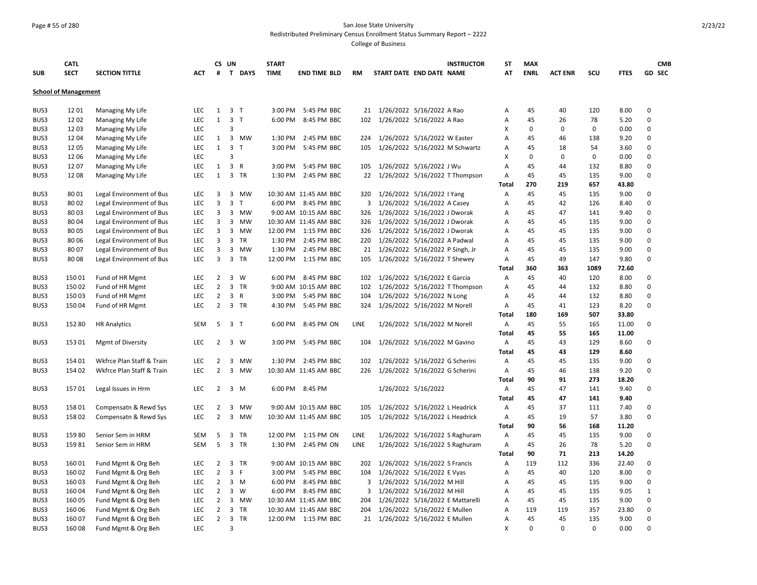San Jose State University

Redistributed Preliminary Census Enrollment Status Summary Report – 2222

College of Business

| SUB | CATL SECT | SECTION TITTLE | ACT | CS # | UN T | DAYS | START TIME | END TIME | BLD | RM | START DATE | END DATE | INSTRUCTOR NAME | ST AT | MAX ENRL | ACT ENR | SCU | FTES | GD | CMB SEC |
|---|---|---|---|---|---|---|---|---|---|---|---|---|---|---|---|---|---|---|---|---|
| **School of Management** | | | | | | | | | | | | | | | | | | | | |
| BUS3 | 12 01 | Managing My Life | LEC | 1 | 3 | T | 3:00 PM | 5:45 PM | BBC | 21 | 1/26/2022 | 5/16/2022 | A Rao | A | 45 | 40 | 120 | 8.00 | 0 | |
| BUS3 | 12 02 | Managing My Life | LEC | 1 | 3 | T | 6:00 PM | 8:45 PM | BBC | 102 | 1/26/2022 | 5/16/2022 | A Rao | A | 45 | 26 | 78 | 5.20 | 0 | |
| BUS3 | 12 03 | Managing My Life | LEC | | 3 | | | | | | | | | X | 0 | 0 | 0 | 0.00 | 0 | |
| BUS3 | 12 04 | Managing My Life | LEC | 1 | 3 | MW | 1:30 PM | 2:45 PM | BBC | 224 | 1/26/2022 | 5/16/2022 | W Easter | A | 45 | 46 | 138 | 9.20 | 0 | |
| BUS3 | 12 05 | Managing My Life | LEC | 1 | 3 | T | 3:00 PM | 5:45 PM | BBC | 105 | 1/26/2022 | 5/16/2022 | M Schwartz | A | 45 | 18 | 54 | 3.60 | 0 | |
| BUS3 | 12 06 | Managing My Life | LEC | | 3 | | | | | | | | | X | 0 | 0 | 0 | 0.00 | 0 | |
| BUS3 | 12 07 | Managing My Life | LEC | 1 | 3 | R | 3:00 PM | 5:45 PM | BBC | 105 | 1/26/2022 | 5/16/2022 | J Wu | A | 45 | 44 | 132 | 8.80 | 0 | |
| BUS3 | 12 08 | Managing My Life | LEC | 1 | 3 | TR | 1:30 PM | 2:45 PM | BBC | 22 | 1/26/2022 | 5/16/2022 | T Thompson | A | 45 | 45 | 135 | 9.00 | 0 | |
| | | | | | | | | | | | | | | **Total** | **270** | **219** | **657** | **43.80** | | |
| BUS3 | 80 01 | Legal Environment of Bus | LEC | 3 | 3 | MW | 10:30 AM | 11:45 AM | BBC | 320 | 1/26/2022 | 5/16/2022 | I Yang | A | 45 | 45 | 135 | 9.00 | 0 | |
| BUS3 | 80 02 | Legal Environment of Bus | LEC | 3 | 3 | T | 6:00 PM | 8:45 PM | BBC | 3 | 1/26/2022 | 5/16/2022 | A Casey | A | 45 | 42 | 126 | 8.40 | 0 | |
| BUS3 | 80 03 | Legal Environment of Bus | LEC | 3 | 3 | MW | 9:00 AM | 10:15 AM | BBC | 326 | 1/26/2022 | 5/16/2022 | J Dworak | A | 45 | 47 | 141 | 9.40 | 0 | |
| BUS3 | 80 04 | Legal Environment of Bus | LEC | 3 | 3 | MW | 10:30 AM | 11:45 AM | BBC | 326 | 1/26/2022 | 5/16/2022 | J Dworak | A | 45 | 45 | 135 | 9.00 | 0 | |
| BUS3 | 80 05 | Legal Environment of Bus | LEC | 3 | 3 | MW | 12:00 PM | 1:15 PM | BBC | 326 | 1/26/2022 | 5/16/2022 | J Dworak | A | 45 | 45 | 135 | 9.00 | 0 | |
| BUS3 | 80 06 | Legal Environment of Bus | LEC | 3 | 3 | TR | 1:30 PM | 2:45 PM | BBC | 220 | 1/26/2022 | 5/16/2022 | A Padwal | A | 45 | 45 | 135 | 9.00 | 0 | |
| BUS3 | 80 07 | Legal Environment of Bus | LEC | 3 | 3 | MW | 1:30 PM | 2:45 PM | BBC | 21 | 1/26/2022 | 5/16/2022 | P Singh, Jr | A | 45 | 45 | 135 | 9.00 | 0 | |
| BUS3 | 80 08 | Legal Environment of Bus | LEC | 3 | 3 | TR | 12:00 PM | 1:15 PM | BBC | 105 | 1/26/2022 | 5/16/2022 | T Shewey | A | 45 | 49 | 147 | 9.80 | 0 | |
| | | | | | | | | | | | | | | **Total** | **360** | **363** | **1089** | **72.60** | | |
| BUS3 | 150 01 | Fund of HR Mgmt | LEC | 2 | 3 | W | 6:00 PM | 8:45 PM | BBC | 102 | 1/26/2022 | 5/16/2022 | E Garcia | A | 45 | 40 | 120 | 8.00 | 0 | |
| BUS3 | 150 02 | Fund of HR Mgmt | LEC | 2 | 3 | TR | 9:00 AM | 10:15 AM | BBC | 102 | 1/26/2022 | 5/16/2022 | T Thompson | A | 45 | 44 | 132 | 8.80 | 0 | |
| BUS3 | 150 03 | Fund of HR Mgmt | LEC | 2 | 3 | R | 3:00 PM | 5:45 PM | BBC | 104 | 1/26/2022 | 5/16/2022 | N Long | A | 45 | 44 | 132 | 8.80 | 0 | |
| BUS3 | 150 04 | Fund of HR Mgmt | LEC | 2 | 3 | TR | 4:30 PM | 5:45 PM | BBC | 324 | 1/26/2022 | 5/16/2022 | M Norell | A | 45 | 41 | 123 | 8.20 | 0 | |
| | | | | | | | | | | | | | | **Total** | **180** | **169** | **507** | **33.80** | | |
| BUS3 | 152 80 | HR Analytics | SEM | 5 | 3 | T | 6:00 PM | 8:45 PM | ON | LINE | 1/26/2022 | 5/16/2022 | M Norell | A | 45 | 55 | 165 | 11.00 | 0 | |
| | | | | | | | | | | | | | | **Total** | **45** | **55** | **165** | **11.00** | | |
| BUS3 | 153 01 | Mgmt of Diversity | LEC | 2 | 3 | W | 3:00 PM | 5:45 PM | BBC | 104 | 1/26/2022 | 5/16/2022 | M Gavino | A | 45 | 43 | 129 | 8.60 | 0 | |
| | | | | | | | | | | | | | | **Total** | **45** | **43** | **129** | **8.60** | | |
| BUS3 | 154 01 | Wkfrce Plan Staff & Train | LEC | 2 | 3 | MW | 1:30 PM | 2:45 PM | BBC | 102 | 1/26/2022 | 5/16/2022 | G Scherini | A | 45 | 45 | 135 | 9.00 | 0 | |
| BUS3 | 154 02 | Wkfrce Plan Staff & Train | LEC | 2 | 3 | MW | 10:30 AM | 11:45 AM | BBC | 226 | 1/26/2022 | 5/16/2022 | G Scherini | A | 45 | 46 | 138 | 9.20 | 0 | |
| | | | | | | | | | | | | | | **Total** | **90** | **91** | **273** | **18.20** | | |
| BUS3 | 157 01 | Legal Issues in Hrm | LEC | 2 | 3 | M | 6:00 PM | 8:45 PM | | | 1/26/2022 | 5/16/2022 | | A | 45 | 47 | 141 | 9.40 | 0 | |
| | | | | | | | | | | | | | | **Total** | **45** | **47** | **141** | **9.40** | | |
| BUS3 | 158 01 | Compensatn & Rewd Sys | LEC | 2 | 3 | MW | 9:00 AM | 10:15 AM | BBC | 105 | 1/26/2022 | 5/16/2022 | L Headrick | A | 45 | 37 | 111 | 7.40 | 0 | |
| BUS3 | 158 02 | Compensatn & Rewd Sys | LEC | 2 | 3 | MW | 10:30 AM | 11:45 AM | BBC | 105 | 1/26/2022 | 5/16/2022 | L Headrick | A | 45 | 19 | 57 | 3.80 | 0 | |
| | | | | | | | | | | | | | | **Total** | **90** | **56** | **168** | **11.20** | | |
| BUS3 | 159 80 | Senior Sem in HRM | SEM | 5 | 3 | TR | 12:00 PM | 1:15 PM | ON | LINE | 1/26/2022 | 5/16/2022 | S Raghuram | A | 45 | 45 | 135 | 9.00 | 0 | |
| BUS3 | 159 81 | Senior Sem in HRM | SEM | 5 | 3 | TR | 1:30 PM | 2:45 PM | ON | LINE | 1/26/2022 | 5/16/2022 | S Raghuram | A | 45 | 26 | 78 | 5.20 | 0 | |
| | | | | | | | | | | | | | | **Total** | **90** | **71** | **213** | **14.20** | | |
| BUS3 | 160 01 | Fund Mgmt & Org Beh | LEC | 2 | 3 | TR | 9:00 AM | 10:15 AM | BBC | 202 | 1/26/2022 | 5/16/2022 | S Francis | A | 119 | 112 | 336 | 22.40 | 0 | |
| BUS3 | 160 02 | Fund Mgmt & Org Beh | LEC | 2 | 3 | F | 3:00 PM | 5:45 PM | BBC | 104 | 1/26/2022 | 5/16/2022 | E Vyas | A | 45 | 40 | 120 | 8.00 | 0 | |
| BUS3 | 160 03 | Fund Mgmt & Org Beh | LEC | 2 | 3 | M | 6:00 PM | 8:45 PM | BBC | 3 | 1/26/2022 | 5/16/2022 | M Hill | A | 45 | 45 | 135 | 9.00 | 0 | |
| BUS3 | 160 04 | Fund Mgmt & Org Beh | LEC | 2 | 3 | W | 6:00 PM | 8:45 PM | BBC | 3 | 1/26/2022 | 5/16/2022 | M Hill | A | 45 | 45 | 135 | 9.05 | 1 | |
| BUS3 | 160 05 | Fund Mgmt & Org Beh | LEC | 2 | 3 | MW | 10:30 AM | 11:45 AM | BBC | 204 | 1/26/2022 | 5/16/2022 | E Mattarelli | A | 45 | 45 | 135 | 9.00 | 0 | |
| BUS3 | 160 06 | Fund Mgmt & Org Beh | LEC | 2 | 3 | TR | 10:30 AM | 11:45 AM | BBC | 204 | 1/26/2022 | 5/16/2022 | E Mullen | A | 119 | 119 | 357 | 23.80 | 0 | |
| BUS3 | 160 07 | Fund Mgmt & Org Beh | LEC | 2 | 3 | TR | 12:00 PM | 1:15 PM | BBC | 21 | 1/26/2022 | 5/16/2022 | E Mullen | A | 45 | 45 | 135 | 9.00 | 0 | |
| BUS3 | 160 08 | Fund Mgmt & Org Beh | LEC | | 3 | | | | | | | | | X | 0 | 0 | 0 | 0.00 | 0 | |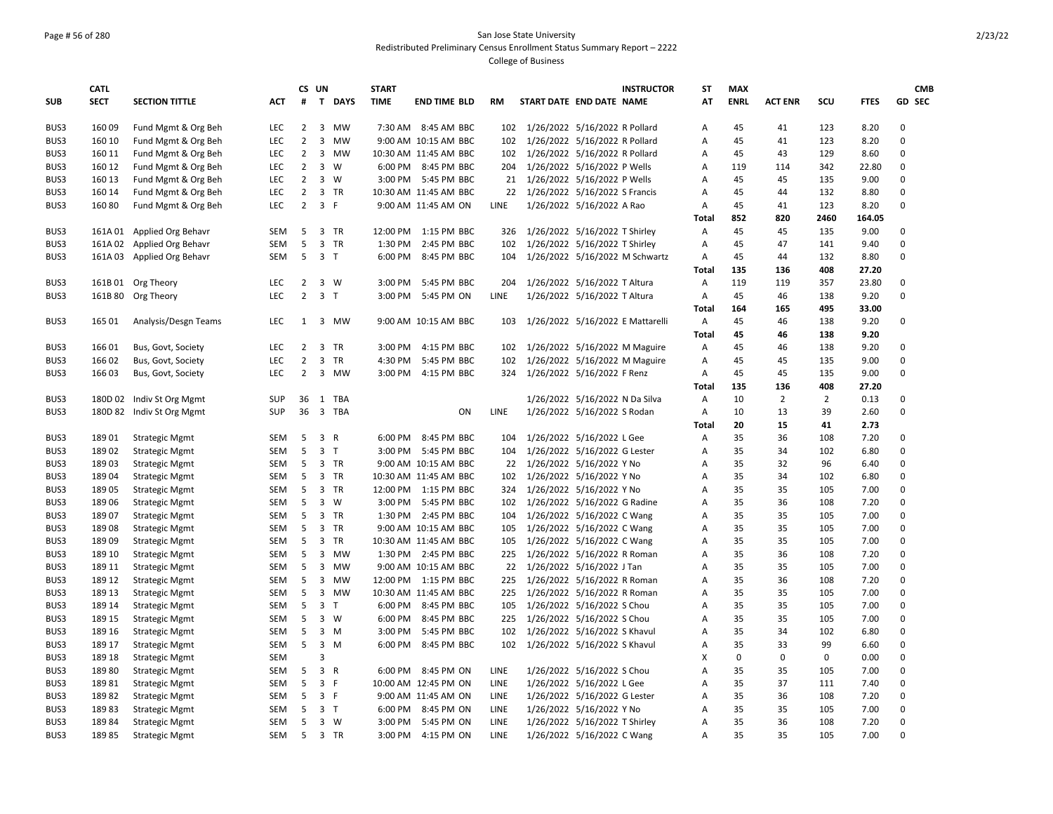San Jose State University

Redistributed Preliminary Census Enrollment Status Summary Report – 2222

College of Business

| SUB | CATL SECT | SECTION TITTLE | ACT | CS # | UN T | DAYS | START TIME | END TIME | BLD | RM | START DATE | END DATE | INSTRUCTOR NAME | ST AT | MAX ENRL | ACT ENR | SCU | FTES | GD | CMB SEC |
|---|---|---|---|---|---|---|---|---|---|---|---|---|---|---|---|---|---|---|---|---|
| BUS3 | 160 09 | Fund Mgmt & Org Beh | LEC | 2 | 3 | MW | 7:30 AM | 8:45 AM | BBC | 102 | 1/26/2022 | 5/16/2022 | R Pollard | A | 45 | 41 | 123 | 8.20 | 0 | |
| BUS3 | 160 10 | Fund Mgmt & Org Beh | LEC | 2 | 3 | MW | 9:00 AM | 10:15 AM | BBC | 102 | 1/26/2022 | 5/16/2022 | R Pollard | A | 45 | 41 | 123 | 8.20 | 0 | |
| BUS3 | 160 11 | Fund Mgmt & Org Beh | LEC | 2 | 3 | MW | 10:30 AM | 11:45 AM | BBC | 102 | 1/26/2022 | 5/16/2022 | R Pollard | A | 45 | 43 | 129 | 8.60 | 0 | |
| BUS3 | 160 12 | Fund Mgmt & Org Beh | LEC | 2 | 3 | W | 6:00 PM | 8:45 PM | BBC | 204 | 1/26/2022 | 5/16/2022 | P Wells | A | 119 | 114 | 342 | 22.80 | 0 | |
| BUS3 | 160 13 | Fund Mgmt & Org Beh | LEC | 2 | 3 | W | 3:00 PM | 5:45 PM | BBC | 21 | 1/26/2022 | 5/16/2022 | P Wells | A | 45 | 45 | 135 | 9.00 | 0 | |
| BUS3 | 160 14 | Fund Mgmt & Org Beh | LEC | 2 | 3 | TR | 10:30 AM | 11:45 AM | BBC | 22 | 1/26/2022 | 5/16/2022 | S Francis | A | 45 | 44 | 132 | 8.80 | 0 | |
| BUS3 | 160 80 | Fund Mgmt & Org Beh | LEC | 2 | 3 | F | 9:00 AM | 11:45 AM | ON | LINE | 1/26/2022 | 5/16/2022 | A Rao | A | 45 | 41 | 123 | 8.20 | 0 | |
| | | | | | | | | | | | | | | **Total** | **852** | **820** | **2460** | **164.05** | | |
| BUS3 | 161A 01 | Applied Org Behavr | SEM | 5 | 3 | TR | 12:00 PM | 1:15 PM | BBC | 326 | 1/26/2022 | 5/16/2022 | T Shirley | A | 45 | 45 | 135 | 9.00 | 0 | |
| BUS3 | 161A 02 | Applied Org Behavr | SEM | 5 | 3 | TR | 1:30 PM | 2:45 PM | BBC | 102 | 1/26/2022 | 5/16/2022 | T Shirley | A | 45 | 47 | 141 | 9.40 | 0 | |
| BUS3 | 161A 03 | Applied Org Behavr | SEM | 5 | 3 | T | 6:00 PM | 8:45 PM | BBC | 104 | 1/26/2022 | 5/16/2022 | M Schwartz | A | 45 | 44 | 132 | 8.80 | 0 | |
| | | | | | | | | | | | | | | **Total** | **135** | **136** | **408** | **27.20** | | |
| BUS3 | 161B 01 | Org Theory | LEC | 2 | 3 | W | 3:00 PM | 5:45 PM | BBC | 204 | 1/26/2022 | 5/16/2022 | T Altura | A | 119 | 119 | 357 | 23.80 | 0 | |
| BUS3 | 161B 80 | Org Theory | LEC | 2 | 3 | T | 3:00 PM | 5:45 PM | ON | LINE | 1/26/2022 | 5/16/2022 | T Altura | A | 45 | 46 | 138 | 9.20 | 0 | |
| | | | | | | | | | | | | | | **Total** | **164** | **165** | **495** | **33.00** | | |
| BUS3 | 165 01 | Analysis/Desgn Teams | LEC | 1 | 3 | MW | 9:00 AM | 10:15 AM | BBC | 103 | 1/26/2022 | 5/16/2022 | E Mattarelli | A | 45 | 46 | 138 | 9.20 | 0 | |
| | | | | | | | | | | | | | | **Total** | **45** | **46** | **138** | **9.20** | | |
| BUS3 | 166 01 | Bus, Govt, Society | LEC | 2 | 3 | TR | 3:00 PM | 4:15 PM | BBC | 102 | 1/26/2022 | 5/16/2022 | M Maguire | A | 45 | 46 | 138 | 9.20 | 0 | |
| BUS3 | 166 02 | Bus, Govt, Society | LEC | 2 | 3 | TR | 4:30 PM | 5:45 PM | BBC | 102 | 1/26/2022 | 5/16/2022 | M Maguire | A | 45 | 45 | 135 | 9.00 | 0 | |
| BUS3 | 166 03 | Bus, Govt, Society | LEC | 2 | 3 | MW | 3:00 PM | 4:15 PM | BBC | 324 | 1/26/2022 | 5/16/2022 | F Renz | A | 45 | 45 | 135 | 9.00 | 0 | |
| | | | | | | | | | | | | | | **Total** | **135** | **136** | **408** | **27.20** | | |
| BUS3 | 180D 02 | Indiv St Org Mgmt | SUP | 36 | 1 | TBA | | | | | 1/26/2022 | 5/16/2022 | N Da Silva | A | 10 | 2 | 2 | 0.13 | 0 | |
| BUS3 | 180D 82 | Indiv St Org Mgmt | SUP | 36 | 3 | TBA | | | ON | LINE | 1/26/2022 | 5/16/2022 | S Rodan | A | 10 | 13 | 39 | 2.60 | 0 | |
| | | | | | | | | | | | | | | **Total** | **20** | **15** | **41** | **2.73** | | |
| BUS3 | 189 01 | Strategic Mgmt | SEM | 5 | 3 | R | 6:00 PM | 8:45 PM | BBC | 104 | 1/26/2022 | 5/16/2022 | L Gee | A | 35 | 36 | 108 | 7.20 | 0 | |
| BUS3 | 189 02 | Strategic Mgmt | SEM | 5 | 3 | T | 3:00 PM | 5:45 PM | BBC | 104 | 1/26/2022 | 5/16/2022 | G Lester | A | 35 | 34 | 102 | 6.80 | 0 | |
| BUS3 | 189 03 | Strategic Mgmt | SEM | 5 | 3 | TR | 9:00 AM | 10:15 AM | BBC | 22 | 1/26/2022 | 5/16/2022 | Y No | A | 35 | 32 | 96 | 6.40 | 0 | |
| BUS3 | 189 04 | Strategic Mgmt | SEM | 5 | 3 | TR | 10:30 AM | 11:45 AM | BBC | 102 | 1/26/2022 | 5/16/2022 | Y No | A | 35 | 34 | 102 | 6.80 | 0 | |
| BUS3 | 189 05 | Strategic Mgmt | SEM | 5 | 3 | TR | 12:00 PM | 1:15 PM | BBC | 324 | 1/26/2022 | 5/16/2022 | Y No | A | 35 | 35 | 105 | 7.00 | 0 | |
| BUS3 | 189 06 | Strategic Mgmt | SEM | 5 | 3 | W | 3:00 PM | 5:45 PM | BBC | 102 | 1/26/2022 | 5/16/2022 | G Radine | A | 35 | 36 | 108 | 7.20 | 0 | |
| BUS3 | 189 07 | Strategic Mgmt | SEM | 5 | 3 | TR | 1:30 PM | 2:45 PM | BBC | 104 | 1/26/2022 | 5/16/2022 | C Wang | A | 35 | 35 | 105 | 7.00 | 0 | |
| BUS3 | 189 08 | Strategic Mgmt | SEM | 5 | 3 | TR | 9:00 AM | 10:15 AM | BBC | 105 | 1/26/2022 | 5/16/2022 | C Wang | A | 35 | 35 | 105 | 7.00 | 0 | |
| BUS3 | 189 09 | Strategic Mgmt | SEM | 5 | 3 | TR | 10:30 AM | 11:45 AM | BBC | 105 | 1/26/2022 | 5/16/2022 | C Wang | A | 35 | 35 | 105 | 7.00 | 0 | |
| BUS3 | 189 10 | Strategic Mgmt | SEM | 5 | 3 | MW | 1:30 PM | 2:45 PM | BBC | 225 | 1/26/2022 | 5/16/2022 | R Roman | A | 35 | 36 | 108 | 7.20 | 0 | |
| BUS3 | 189 11 | Strategic Mgmt | SEM | 5 | 3 | MW | 9:00 AM | 10:15 AM | BBC | 22 | 1/26/2022 | 5/16/2022 | J Tan | A | 35 | 35 | 105 | 7.00 | 0 | |
| BUS3 | 189 12 | Strategic Mgmt | SEM | 5 | 3 | MW | 12:00 PM | 1:15 PM | BBC | 225 | 1/26/2022 | 5/16/2022 | R Roman | A | 35 | 36 | 108 | 7.20 | 0 | |
| BUS3 | 189 13 | Strategic Mgmt | SEM | 5 | 3 | MW | 10:30 AM | 11:45 AM | BBC | 225 | 1/26/2022 | 5/16/2022 | R Roman | A | 35 | 35 | 105 | 7.00 | 0 | |
| BUS3 | 189 14 | Strategic Mgmt | SEM | 5 | 3 | T | 6:00 PM | 8:45 PM | BBC | 105 | 1/26/2022 | 5/16/2022 | S Chou | A | 35 | 35 | 105 | 7.00 | 0 | |
| BUS3 | 189 15 | Strategic Mgmt | SEM | 5 | 3 | W | 6:00 PM | 8:45 PM | BBC | 225 | 1/26/2022 | 5/16/2022 | S Chou | A | 35 | 35 | 105 | 7.00 | 0 | |
| BUS3 | 189 16 | Strategic Mgmt | SEM | 5 | 3 | M | 3:00 PM | 5:45 PM | BBC | 102 | 1/26/2022 | 5/16/2022 | S Khavul | A | 35 | 34 | 102 | 6.80 | 0 | |
| BUS3 | 189 17 | Strategic Mgmt | SEM | 5 | 3 | M | 6:00 PM | 8:45 PM | BBC | 102 | 1/26/2022 | 5/16/2022 | S Khavul | A | 35 | 33 | 99 | 6.60 | 0 | |
| BUS3 | 189 18 | Strategic Mgmt | SEM | | 3 | | | | | | | | | X | 0 | 0 | 0 | 0.00 | 0 | |
| BUS3 | 189 80 | Strategic Mgmt | SEM | 5 | 3 | R | 6:00 PM | 8:45 PM | ON | LINE | 1/26/2022 | 5/16/2022 | S Chou | A | 35 | 35 | 105 | 7.00 | 0 | |
| BUS3 | 189 81 | Strategic Mgmt | SEM | 5 | 3 | F | 10:00 AM | 12:45 PM | ON | LINE | 1/26/2022 | 5/16/2022 | L Gee | A | 35 | 37 | 111 | 7.40 | 0 | |
| BUS3 | 189 82 | Strategic Mgmt | SEM | 5 | 3 | F | 9:00 AM | 11:45 AM | ON | LINE | 1/26/2022 | 5/16/2022 | G Lester | A | 35 | 36 | 108 | 7.20 | 0 | |
| BUS3 | 189 83 | Strategic Mgmt | SEM | 5 | 3 | T | 6:00 PM | 8:45 PM | ON | LINE | 1/26/2022 | 5/16/2022 | Y No | A | 35 | 35 | 105 | 7.00 | 0 | |
| BUS3 | 189 84 | Strategic Mgmt | SEM | 5 | 3 | W | 3:00 PM | 5:45 PM | ON | LINE | 1/26/2022 | 5/16/2022 | T Shirley | A | 35 | 36 | 108 | 7.20 | 0 | |
| BUS3 | 189 85 | Strategic Mgmt | SEM | 5 | 3 | TR | 3:00 PM | 4:15 PM | ON | LINE | 1/26/2022 | 5/16/2022 | C Wang | A | 35 | 35 | 105 | 7.00 | 0 | |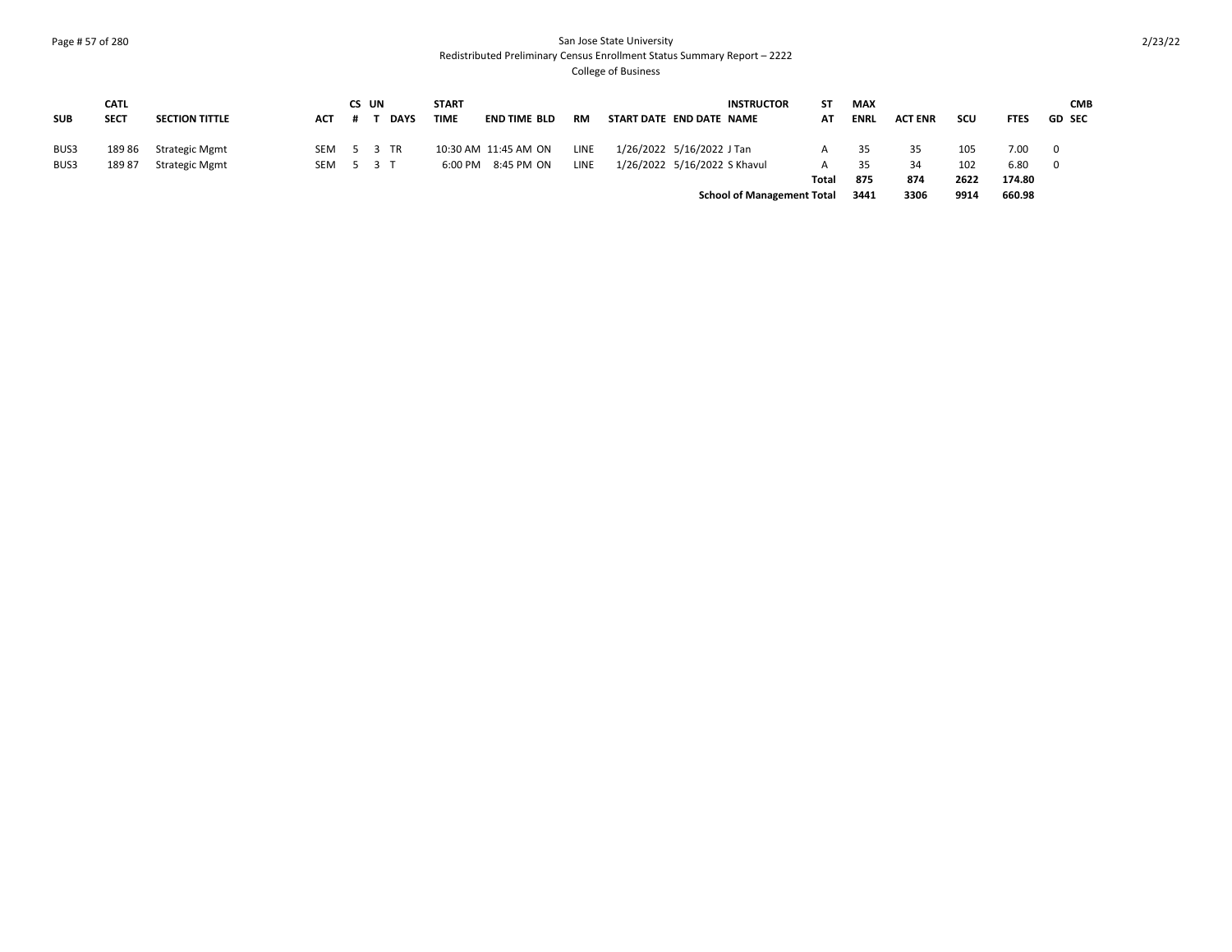| SUB | CATL SECT | SECTION TITTLE | ACT | CS # | UN T | DAYS | START TIME | END TIME | BLD | RM | START DATE | END DATE | INSTRUCTOR NAME | ST AT | MAX ENRL | ACT ENR | SCU | FTES | GD | CMB SEC |
|---|---|---|---|---|---|---|---|---|---|---|---|---|---|---|---|---|---|---|---|---|
| BUS3 | 189 86 | Strategic Mgmt | SEM | 5 | 3 | TR | 10:30 AM | 11:45 AM | ON | LINE | 1/26/2022 | 5/16/2022 | J Tan | A | 35 | 35 | 105 | 7.00 | 0 | |
| BUS3 | 189 87 | Strategic Mgmt | SEM | 5 | 3 | T | 6:00 PM | 8:45 PM | ON | LINE | 1/26/2022 | 5/16/2022 | S Khavul | A | 35 | 34 | 102 | 6.80 | 0 | |
| | | | | | | | | | | | | | | **Total** | **875** | **874** | **2622** | **174.80** | | |
| | | | | | | | | | | | | | **School of Management Total** | | **3441** | **3306** | **9914** | **660.98** | | |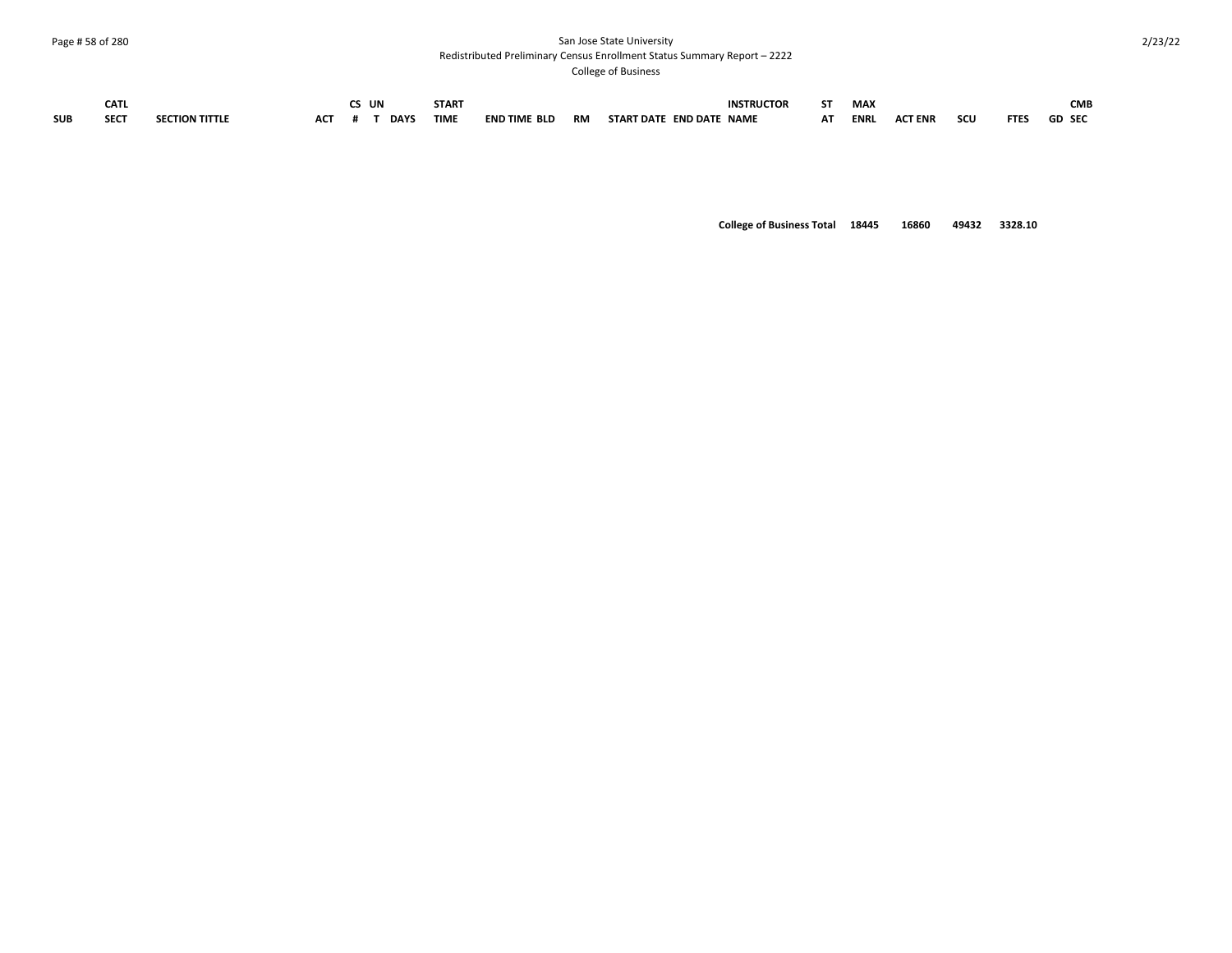| SUB | CATL SECT | SECTION TITTLE | ACT | CS # | UN T | DAYS | START TIME | END TIME | BLD | RM | START DATE | END DATE | INSTRUCTOR NAME | ST AT | MAX ENRL | ACT ENR | SCU | FTES | GD | CMB SEC |
|---|---|---|---|---|---|---|---|---|---|---|---|---|---|---|---|---|---|---|---|---|
| | | | | | | | | | | | | | **College of Business Total** | | **18445** | **16860** | **49432** | **3328.10** | | |